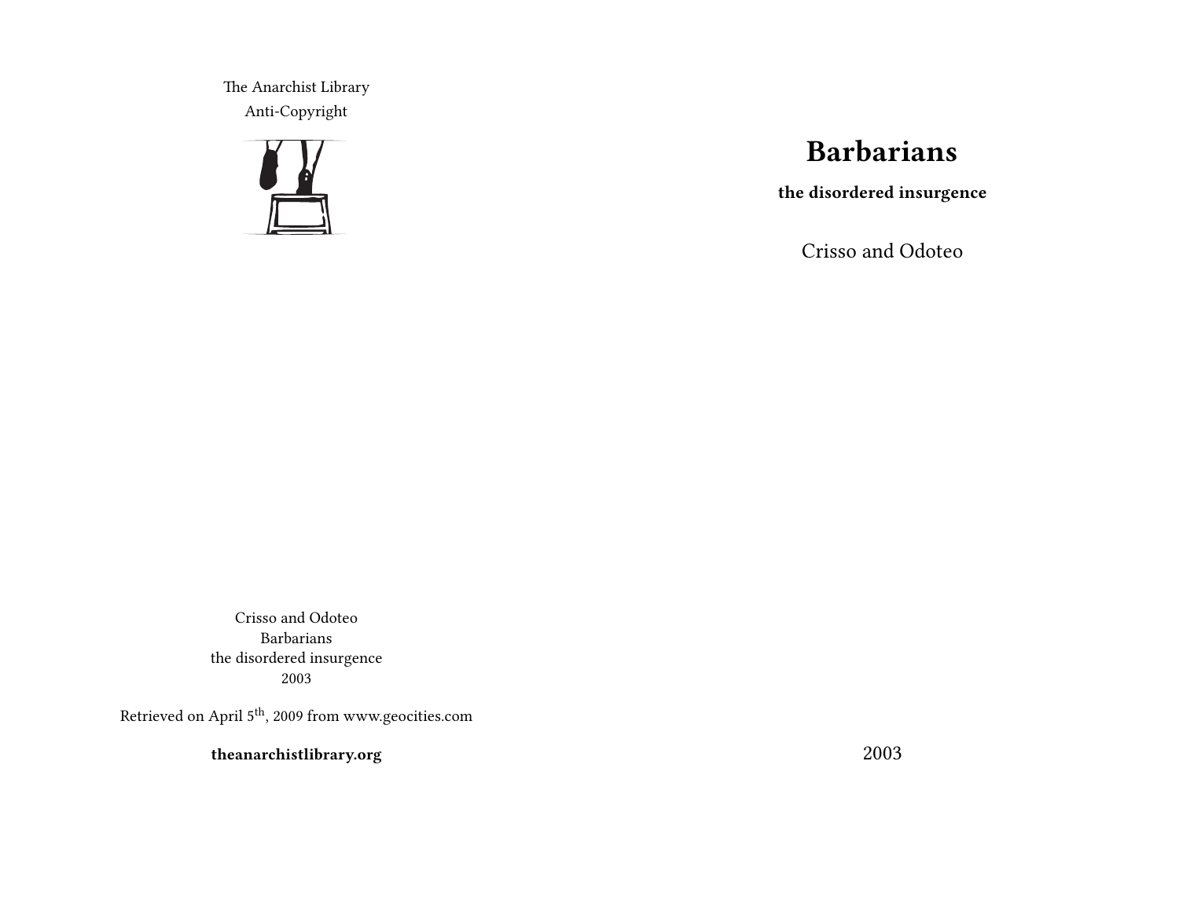The Anarchist Library
Anti-Copyright

# Barbarians

**the disordered insurgence**

Crisso and Odoteo

2003

Crisso and Odoteo
Barbarians
the disordered insurgence
2003

Retrieved on April 5th, 2009 from www.geocities.com

**theanarchistlibrary.org**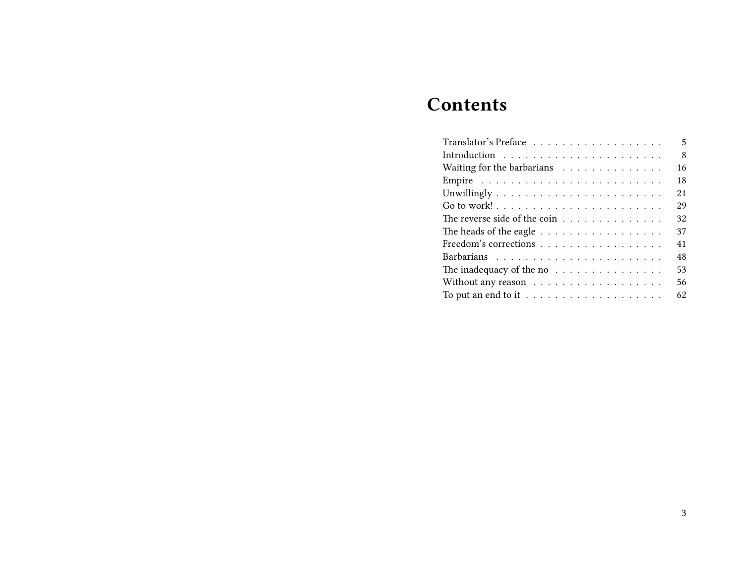# Contents

Translator's Preface . . . . . . . . . . . . . . . . . . 5
Introduction . . . . . . . . . . . . . . . . . . . . . . 8
Waiting for the barbarians . . . . . . . . . . . . . . 16
Empire . . . . . . . . . . . . . . . . . . . . . . . . 18
Unwillingly . . . . . . . . . . . . . . . . . . . . . . 21
Go to work! . . . . . . . . . . . . . . . . . . . . . . 29
The reverse side of the coin . . . . . . . . . . . . . 32
The heads of the eagle . . . . . . . . . . . . . . . . 37
Freedom's corrections . . . . . . . . . . . . . . . . . 41
Barbarians . . . . . . . . . . . . . . . . . . . . . . 48
The inadequacy of the no . . . . . . . . . . . . . . . 53
Without any reason . . . . . . . . . . . . . . . . . . 56
To put an end to it . . . . . . . . . . . . . . . . . . 62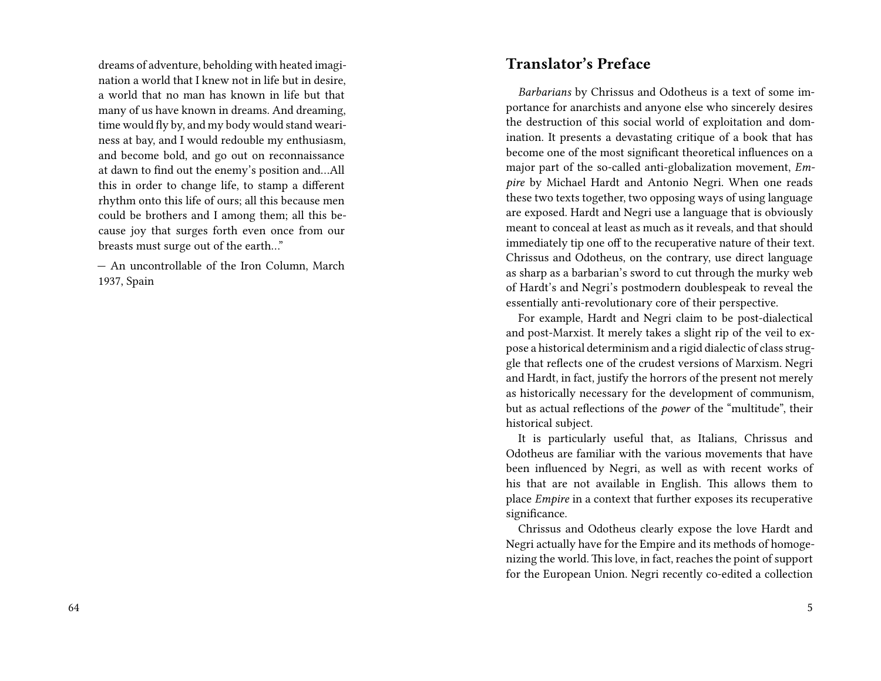dreams of adventure, beholding with heated imagination a world that I knew not in life but in desire, a world that no man has known in life but that many of us have known in dreams. And dreaming, time would fly by, and my body would stand weariness at bay, and I would redouble my enthusiasm, and become bold, and go out on reconnaissance at dawn to find out the enemy's position and…All this in order to change life, to stamp a different rhythm onto this life of ours; all this because men could be brothers and I among them; all this because joy that surges forth even once from our breasts must surge out of the earth…"

— An uncontrollable of the Iron Column, March 1937, Spain

## Translator's Preface

*Barbarians* by Chrissus and Odotheus is a text of some importance for anarchists and anyone else who sincerely desires the destruction of this social world of exploitation and domination. It presents a devastating critique of a book that has become one of the most significant theoretical influences on a major part of the so-called anti-globalization movement, *Empire* by Michael Hardt and Antonio Negri. When one reads these two texts together, two opposing ways of using language are exposed. Hardt and Negri use a language that is obviously meant to conceal at least as much as it reveals, and that should immediately tip one off to the recuperative nature of their text. Chrissus and Odotheus, on the contrary, use direct language as sharp as a barbarian's sword to cut through the murky web of Hardt's and Negri's postmodern doublespeak to reveal the essentially anti-revolutionary core of their perspective.

For example, Hardt and Negri claim to be post-dialectical and post-Marxist. It merely takes a slight rip of the veil to expose a historical determinism and a rigid dialectic of class struggle that reflects one of the crudest versions of Marxism. Negri and Hardt, in fact, justify the horrors of the present not merely as historically necessary for the development of communism, but as actual reflections of the *power* of the "multitude", their historical subject.

It is particularly useful that, as Italians, Chrissus and Odotheus are familiar with the various movements that have been influenced by Negri, as well as with recent works of his that are not available in English. This allows them to place *Empire* in a context that further exposes its recuperative significance.

Chrissus and Odotheus clearly expose the love Hardt and Negri actually have for the Empire and its methods of homogenizing the world. This love, in fact, reaches the point of support for the European Union. Negri recently co-edited a collection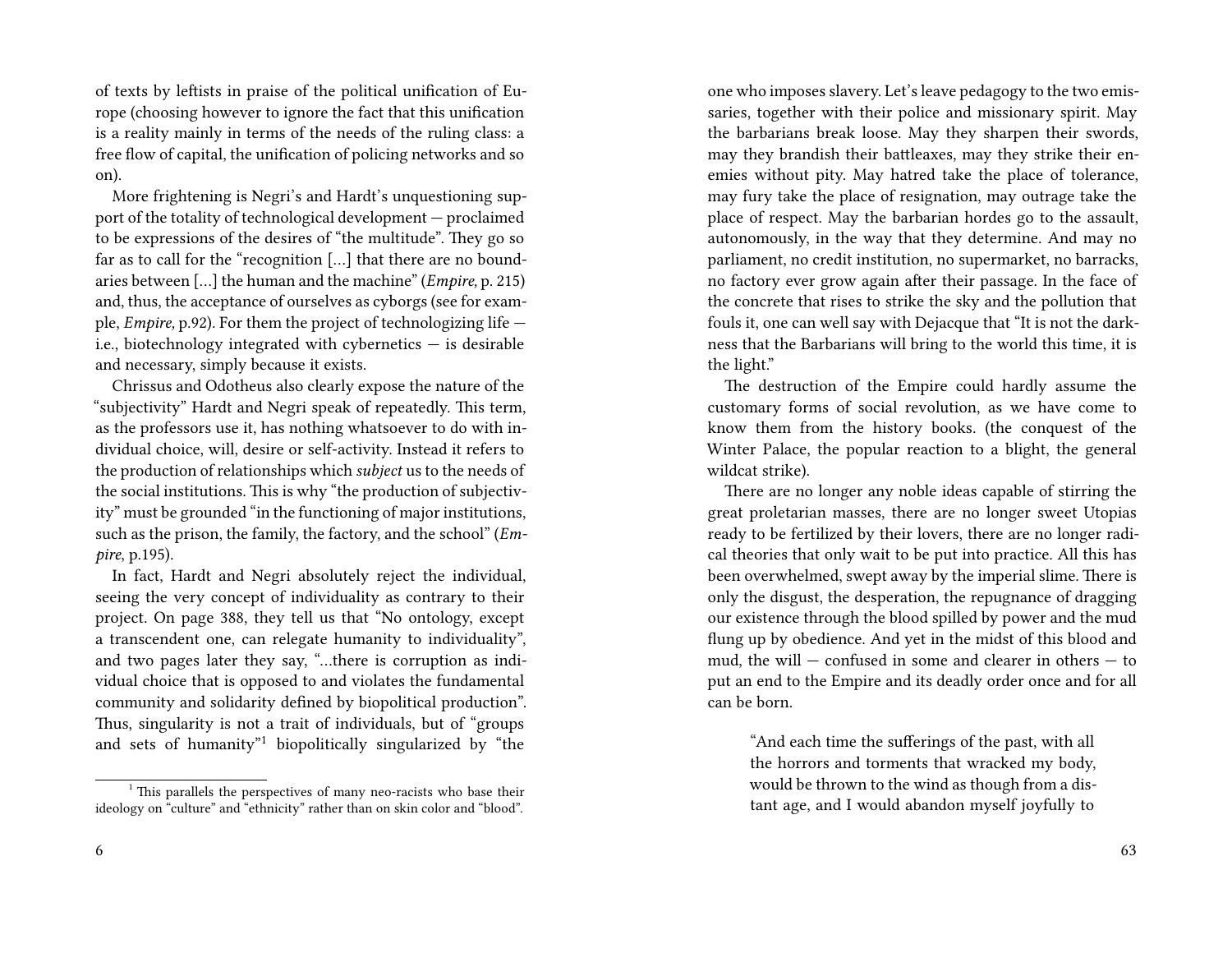of texts by leftists in praise of the political unification of Europe (choosing however to ignore the fact that this unification is a reality mainly in terms of the needs of the ruling class: a free flow of capital, the unification of policing networks and so on).

More frightening is Negri's and Hardt's unquestioning support of the totality of technological development — proclaimed to be expressions of the desires of "the multitude". They go so far as to call for the "recognition […] that there are no boundaries between […] the human and the machine" (*Empire,* p. 215) and, thus, the acceptance of ourselves as cyborgs (see for example, *Empire,* p.92). For them the project of technologizing life — i.e., biotechnology integrated with cybernetics — is desirable and necessary, simply because it exists.

Chrissus and Odotheus also clearly expose the nature of the "subjectivity" Hardt and Negri speak of repeatedly. This term, as the professors use it, has nothing whatsoever to do with individual choice, will, desire or self-activity. Instead it refers to the production of relationships which *subject* us to the needs of the social institutions. This is why "the production of subjectivity" must be grounded "in the functioning of major institutions, such as the prison, the family, the factory, and the school" (*Empire*, p.195).

In fact, Hardt and Negri absolutely reject the individual, seeing the very concept of individuality as contrary to their project. On page 388, they tell us that "No ontology, except a transcendent one, can relegate humanity to individuality", and two pages later they say, "…there is corruption as individual choice that is opposed to and violates the fundamental community and solidarity defined by biopolitical production". Thus, singularity is not a trait of individuals, but of "groups and sets of humanity"[1] biopolitically singularized by "the

[1] This parallels the perspectives of many neo-racists who base their ideology on "culture" and "ethnicity" rather than on skin color and "blood".

one who imposes slavery. Let's leave pedagogy to the two emissaries, together with their police and missionary spirit. May the barbarians break loose. May they sharpen their swords, may they brandish their battleaxes, may they strike their enemies without pity. May hatred take the place of tolerance, may fury take the place of resignation, may outrage take the place of respect. May the barbarian hordes go to the assault, autonomously, in the way that they determine. And may no parliament, no credit institution, no supermarket, no barracks, no factory ever grow again after their passage. In the face of the concrete that rises to strike the sky and the pollution that fouls it, one can well say with Dejacque that "It is not the darkness that the Barbarians will bring to the world this time, it is the light."

The destruction of the Empire could hardly assume the customary forms of social revolution, as we have come to know them from the history books. (the conquest of the Winter Palace, the popular reaction to a blight, the general wildcat strike).

There are no longer any noble ideas capable of stirring the great proletarian masses, there are no longer sweet Utopias ready to be fertilized by their lovers, there are no longer radical theories that only wait to be put into practice. All this has been overwhelmed, swept away by the imperial slime. There is only the disgust, the desperation, the repugnance of dragging our existence through the blood spilled by power and the mud flung up by obedience. And yet in the midst of this blood and mud, the will — confused in some and clearer in others — to put an end to the Empire and its deadly order once and for all can be born.

> "And each time the sufferings of the past, with all the horrors and torments that wracked my body, would be thrown to the wind as though from a distant age, and I would abandon myself joyfully to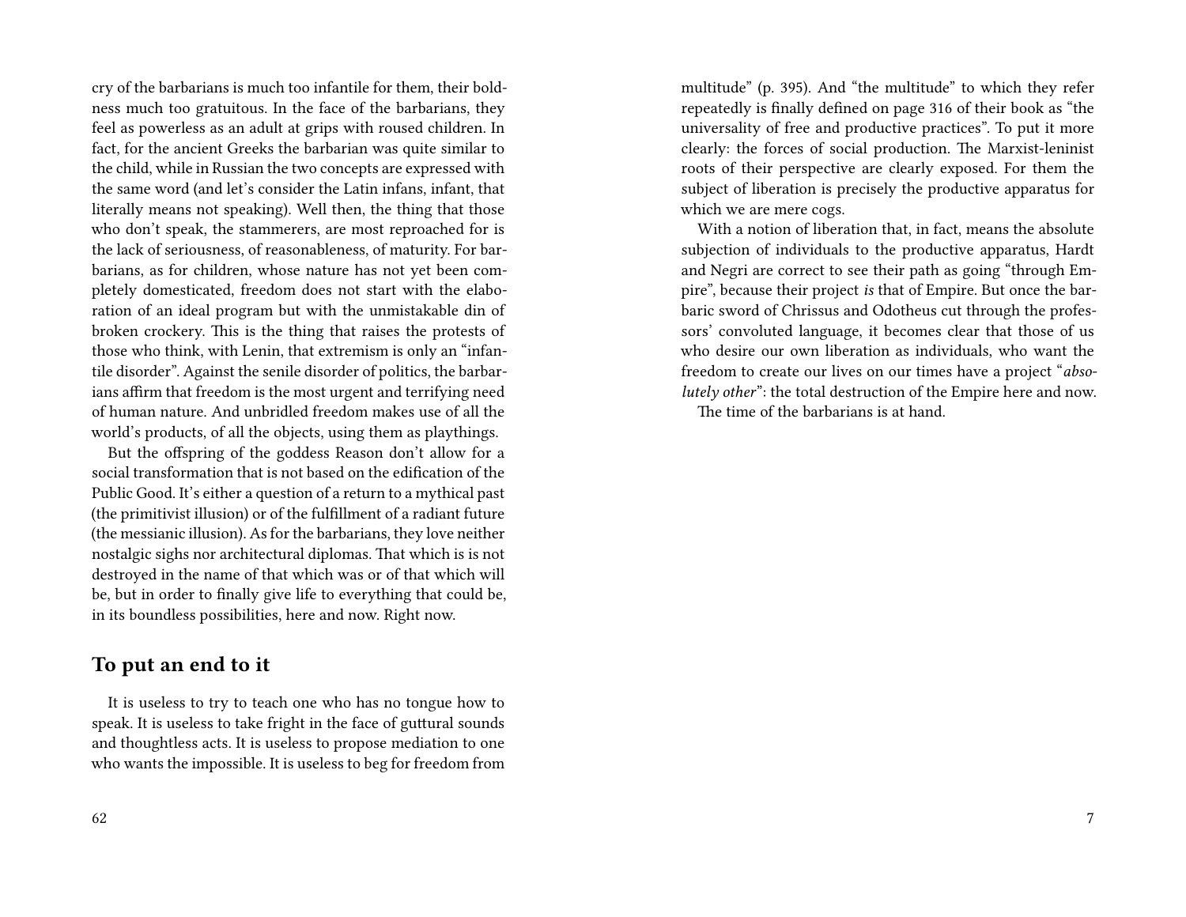cry of the barbarians is much too infantile for them, their boldness much too gratuitous. In the face of the barbarians, they feel as powerless as an adult at grips with roused children. In fact, for the ancient Greeks the barbarian was quite similar to the child, while in Russian the two concepts are expressed with the same word (and let's consider the Latin infans, infant, that literally means not speaking). Well then, the thing that those who don't speak, the stammerers, are most reproached for is the lack of seriousness, of reasonableness, of maturity. For barbarians, as for children, whose nature has not yet been completely domesticated, freedom does not start with the elaboration of an ideal program but with the unmistakable din of broken crockery. This is the thing that raises the protests of those who think, with Lenin, that extremism is only an "infantile disorder". Against the senile disorder of politics, the barbarians affirm that freedom is the most urgent and terrifying need of human nature. And unbridled freedom makes use of all the world's products, of all the objects, using them as playthings.

But the offspring of the goddess Reason don't allow for a social transformation that is not based on the edification of the Public Good. It's either a question of a return to a mythical past (the primitivist illusion) or of the fulfillment of a radiant future (the messianic illusion). As for the barbarians, they love neither nostalgic sighs nor architectural diplomas. That which is is not destroyed in the name of that which was or of that which will be, but in order to finally give life to everything that could be, in its boundless possibilities, here and now. Right now.

## To put an end to it

It is useless to try to teach one who has no tongue how to speak. It is useless to take fright in the face of guttural sounds and thoughtless acts. It is useless to propose mediation to one who wants the impossible. It is useless to beg for freedom from

multitude" (p. 395). And "the multitude" to which they refer repeatedly is finally defined on page 316 of their book as "the universality of free and productive practices". To put it more clearly: the forces of social production. The Marxist-leninist roots of their perspective are clearly exposed. For them the subject of liberation is precisely the productive apparatus for which we are mere cogs.

With a notion of liberation that, in fact, means the absolute subjection of individuals to the productive apparatus, Hardt and Negri are correct to see their path as going "through Empire", because their project *is* that of Empire. But once the barbaric sword of Chrissus and Odotheus cut through the professors' convoluted language, it becomes clear that those of us who desire our own liberation as individuals, who want the freedom to create our lives on our times have a project "*absolutely other*": the total destruction of the Empire here and now.

The time of the barbarians is at hand.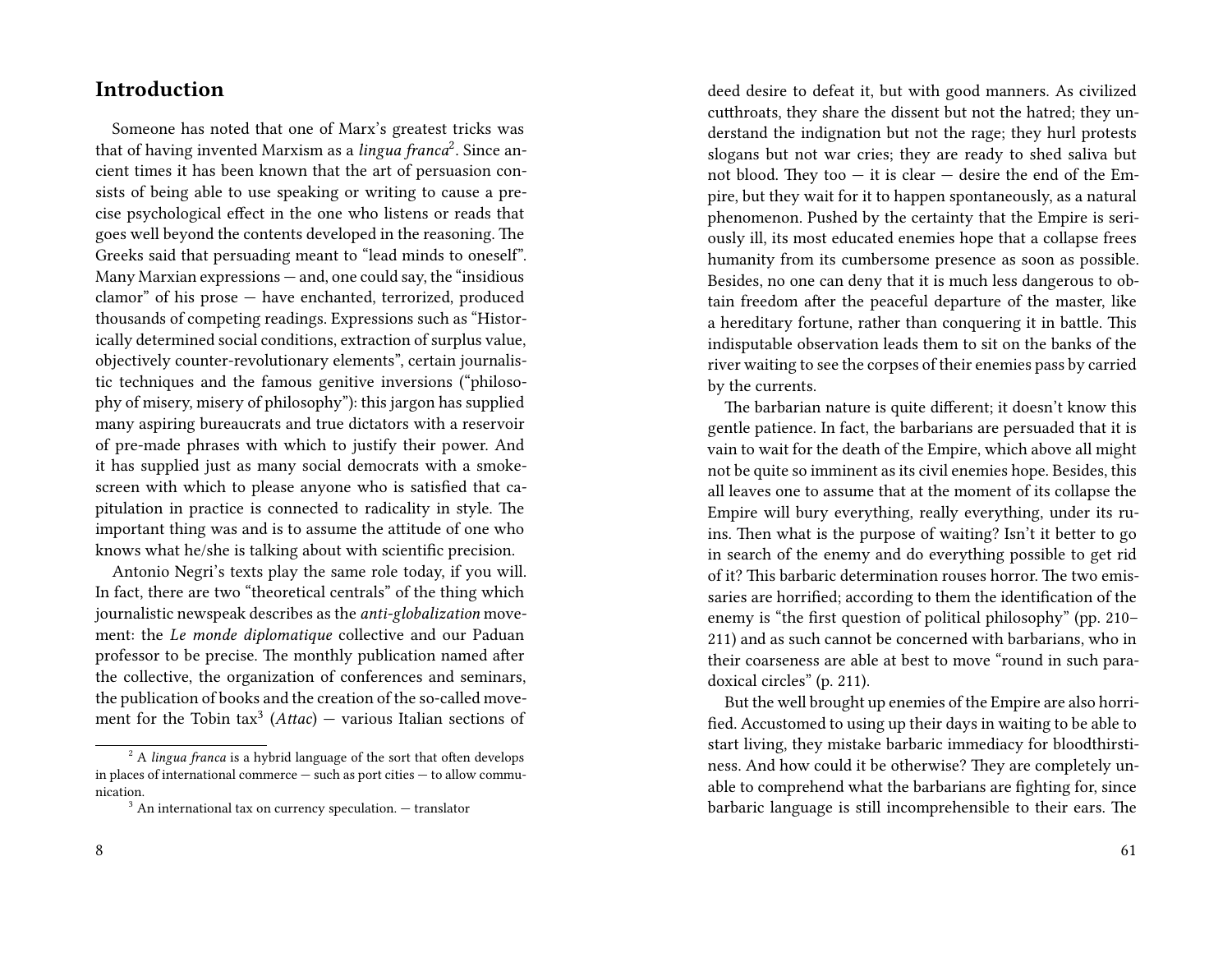## Introduction

Someone has noted that one of Marx's greatest tricks was that of having invented Marxism as a *lingua franca*[2]. Since ancient times it has been known that the art of persuasion consists of being able to use speaking or writing to cause a precise psychological effect in the one who listens or reads that goes well beyond the contents developed in the reasoning. The Greeks said that persuading meant to "lead minds to oneself". Many Marxian expressions — and, one could say, the "insidious clamor" of his prose — have enchanted, terrorized, produced thousands of competing readings. Expressions such as "Historically determined social conditions, extraction of surplus value, objectively counter-revolutionary elements", certain journalistic techniques and the famous genitive inversions ("philosophy of misery, misery of philosophy"): this jargon has supplied many aspiring bureaucrats and true dictators with a reservoir of pre-made phrases with which to justify their power. And it has supplied just as many social democrats with a smokescreen with which to please anyone who is satisfied that capitulation in practice is connected to radicality in style. The important thing was and is to assume the attitude of one who knows what he/she is talking about with scientific precision.

Antonio Negri's texts play the same role today, if you will. In fact, there are two "theoretical centrals" of the thing which journalistic newspeak describes as the *anti-globalization* movement: the *Le monde diplomatique* collective and our Paduan professor to be precise. The monthly publication named after the collective, the organization of conferences and seminars, the publication of books and the creation of the so-called movement for the Tobin tax[3] (*Attac*) — various Italian sections of

[2] A *lingua franca* is a hybrid language of the sort that often develops in places of international commerce — such as port cities — to allow communication.

[3] An international tax on currency speculation. — translator

deed desire to defeat it, but with good manners. As civilized cutthroats, they share the dissent but not the hatred; they understand the indignation but not the rage; they hurl protests slogans but not war cries; they are ready to shed saliva but not blood. They too — it is clear — desire the end of the Empire, but they wait for it to happen spontaneously, as a natural phenomenon. Pushed by the certainty that the Empire is seriously ill, its most educated enemies hope that a collapse frees humanity from its cumbersome presence as soon as possible. Besides, no one can deny that it is much less dangerous to obtain freedom after the peaceful departure of the master, like a hereditary fortune, rather than conquering it in battle. This indisputable observation leads them to sit on the banks of the river waiting to see the corpses of their enemies pass by carried by the currents.

The barbarian nature is quite different; it doesn't know this gentle patience. In fact, the barbarians are persuaded that it is vain to wait for the death of the Empire, which above all might not be quite so imminent as its civil enemies hope. Besides, this all leaves one to assume that at the moment of its collapse the Empire will bury everything, really everything, under its ruins. Then what is the purpose of waiting? Isn't it better to go in search of the enemy and do everything possible to get rid of it? This barbaric determination rouses horror. The two emissaries are horrified; according to them the identification of the enemy is "the first question of political philosophy" (pp. 210–211) and as such cannot be concerned with barbarians, who in their coarseness are able at best to move "round in such paradoxical circles" (p. 211).

But the well brought up enemies of the Empire are also horrified. Accustomed to using up their days in waiting to be able to start living, they mistake barbaric immediacy for bloodthirstiness. And how could it be otherwise? They are completely unable to comprehend what the barbarians are fighting for, since barbaric language is still incomprehensible to their ears. The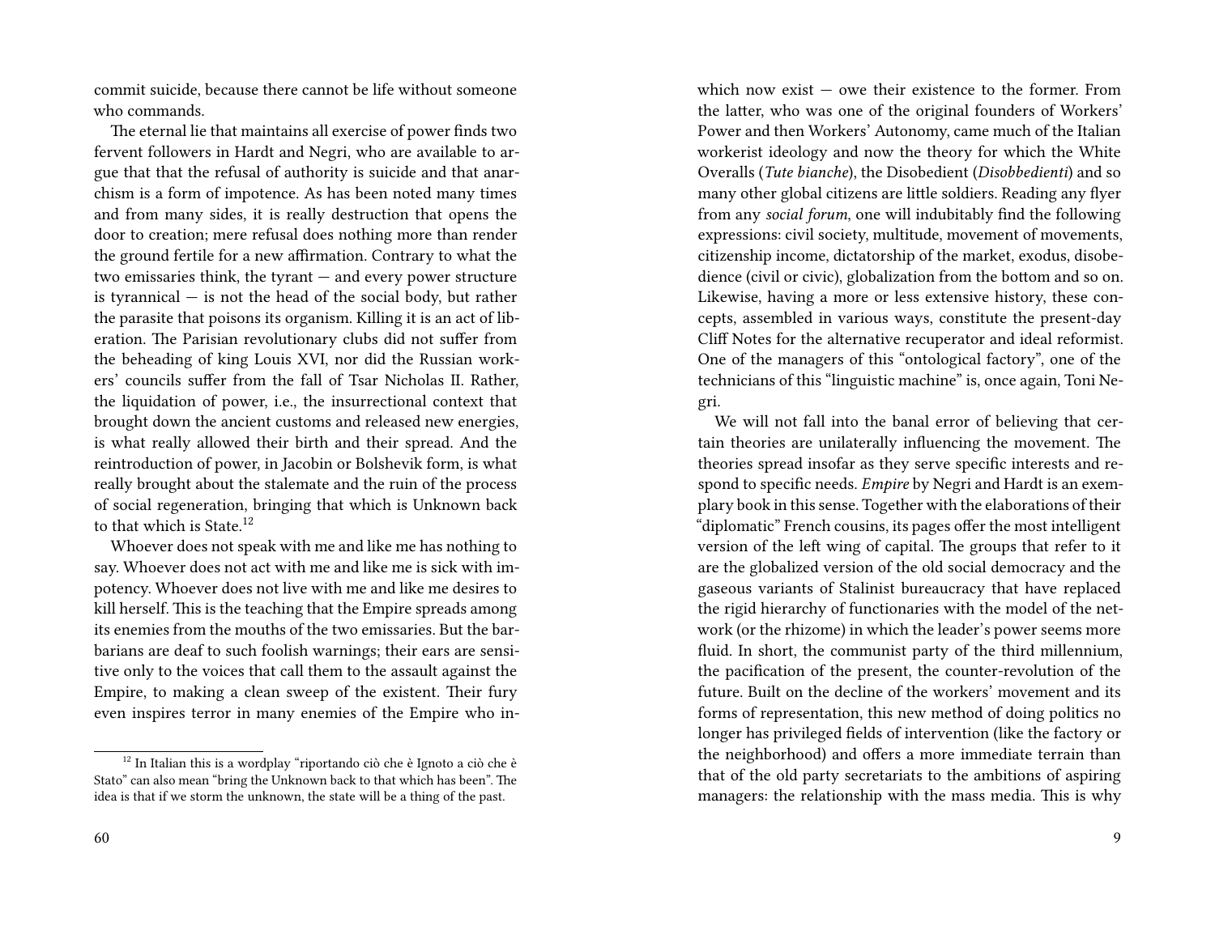commit suicide, because there cannot be life without someone who commands.

The eternal lie that maintains all exercise of power finds two fervent followers in Hardt and Negri, who are available to argue that that the refusal of authority is suicide and that anarchism is a form of impotence. As has been noted many times and from many sides, it is really destruction that opens the door to creation; mere refusal does nothing more than render the ground fertile for a new affirmation. Contrary to what the two emissaries think, the tyrant — and every power structure is tyrannical — is not the head of the social body, but rather the parasite that poisons its organism. Killing it is an act of liberation. The Parisian revolutionary clubs did not suffer from the beheading of king Louis XVI, nor did the Russian workers' councils suffer from the fall of Tsar Nicholas II. Rather, the liquidation of power, i.e., the insurrectional context that brought down the ancient customs and released new energies, is what really allowed their birth and their spread. And the reintroduction of power, in Jacobin or Bolshevik form, is what really brought about the stalemate and the ruin of the process of social regeneration, bringing that which is Unknown back to that which is State.[12]

Whoever does not speak with me and like me has nothing to say. Whoever does not act with me and like me is sick with impotency. Whoever does not live with me and like me desires to kill herself. This is the teaching that the Empire spreads among its enemies from the mouths of the two emissaries. But the barbarians are deaf to such foolish warnings; their ears are sensitive only to the voices that call them to the assault against the Empire, to making a clean sweep of the existent. Their fury even inspires terror in many enemies of the Empire who in-

[12] In Italian this is a wordplay "riportando ciò che è Ignoto a ciò che è Stato" can also mean "bring the Unknown back to that which has been". The idea is that if we storm the unknown, the state will be a thing of the past.

which now exist — owe their existence to the former. From the latter, who was one of the original founders of Workers' Power and then Workers' Autonomy, came much of the Italian workerist ideology and now the theory for which the White Overalls (*Tute bianche*), the Disobedient (*Disobbedienti*) and so many other global citizens are little soldiers. Reading any flyer from any *social forum*, one will indubitably find the following expressions: civil society, multitude, movement of movements, citizenship income, dictatorship of the market, exodus, disobedience (civil or civic), globalization from the bottom and so on. Likewise, having a more or less extensive history, these concepts, assembled in various ways, constitute the present-day Cliff Notes for the alternative recuperator and ideal reformist. One of the managers of this "ontological factory", one of the technicians of this "linguistic machine" is, once again, Toni Negri.

We will not fall into the banal error of believing that certain theories are unilaterally influencing the movement. The theories spread insofar as they serve specific interests and respond to specific needs. *Empire* by Negri and Hardt is an exemplary book in this sense. Together with the elaborations of their "diplomatic" French cousins, its pages offer the most intelligent version of the left wing of capital. The groups that refer to it are the globalized version of the old social democracy and the gaseous variants of Stalinist bureaucracy that have replaced the rigid hierarchy of functionaries with the model of the network (or the rhizome) in which the leader's power seems more fluid. In short, the communist party of the third millennium, the pacification of the present, the counter-revolution of the future. Built on the decline of the workers' movement and its forms of representation, this new method of doing politics no longer has privileged fields of intervention (like the factory or the neighborhood) and offers a more immediate terrain than that of the old party secretariats to the ambitions of aspiring managers: the relationship with the mass media. This is why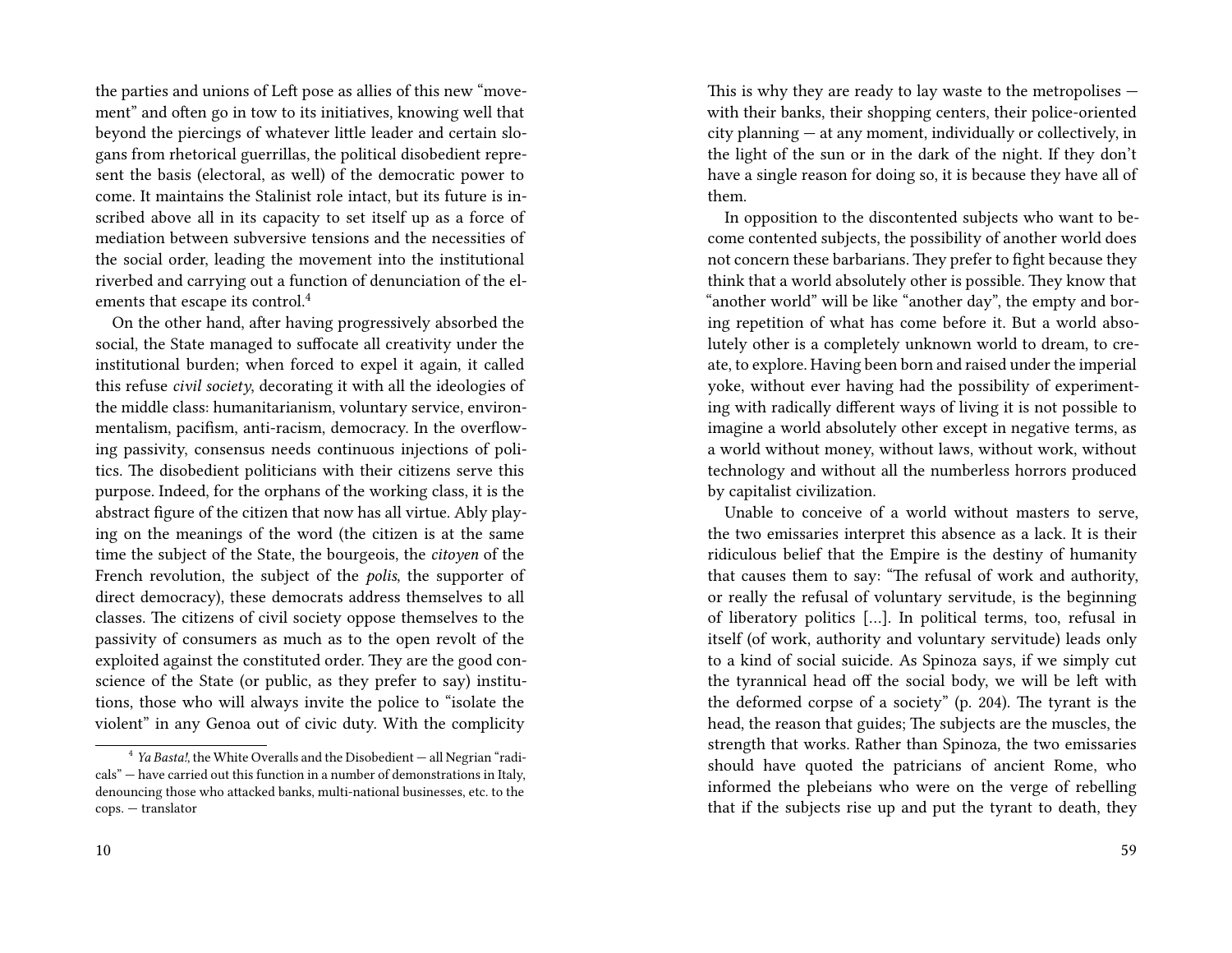the parties and unions of Left pose as allies of this new "movement" and often go in tow to its initiatives, knowing well that beyond the piercings of whatever little leader and certain slogans from rhetorical guerrillas, the political disobedient represent the basis (electoral, as well) of the democratic power to come. It maintains the Stalinist role intact, but its future is inscribed above all in its capacity to set itself up as a force of mediation between subversive tensions and the necessities of the social order, leading the movement into the institutional riverbed and carrying out a function of denunciation of the elements that escape its control.[4]

On the other hand, after having progressively absorbed the social, the State managed to suffocate all creativity under the institutional burden; when forced to expel it again, it called this refuse *civil society*, decorating it with all the ideologies of the middle class: humanitarianism, voluntary service, environmentalism, pacifism, anti-racism, democracy. In the overflowing passivity, consensus needs continuous injections of politics. The disobedient politicians with their citizens serve this purpose. Indeed, for the orphans of the working class, it is the abstract figure of the citizen that now has all virtue. Ably playing on the meanings of the word (the citizen is at the same time the subject of the State, the bourgeois, the *citoyen* of the French revolution, the subject of the *polis*, the supporter of direct democracy), these democrats address themselves to all classes. The citizens of civil society oppose themselves to the passivity of consumers as much as to the open revolt of the exploited against the constituted order. They are the good conscience of the State (or public, as they prefer to say) institutions, those who will always invite the police to "isolate the violent" in any Genoa out of civic duty. With the complicity

[4] *Ya Basta!*, the White Overalls and the Disobedient — all Negrian "radicals" — have carried out this function in a number of demonstrations in Italy, denouncing those who attacked banks, multi-national businesses, etc. to the cops. — translator

This is why they are ready to lay waste to the metropolises — with their banks, their shopping centers, their police-oriented city planning — at any moment, individually or collectively, in the light of the sun or in the dark of the night. If they don't have a single reason for doing so, it is because they have all of them.

In opposition to the discontented subjects who want to become contented subjects, the possibility of another world does not concern these barbarians. They prefer to fight because they think that a world absolutely other is possible. They know that "another world" will be like "another day", the empty and boring repetition of what has come before it. But a world absolutely other is a completely unknown world to dream, to create, to explore. Having been born and raised under the imperial yoke, without ever having had the possibility of experimenting with radically different ways of living it is not possible to imagine a world absolutely other except in negative terms, as a world without money, without laws, without work, without technology and without all the numberless horrors produced by capitalist civilization.

Unable to conceive of a world without masters to serve, the two emissaries interpret this absence as a lack. It is their ridiculous belief that the Empire is the destiny of humanity that causes them to say: "The refusal of work and authority, or really the refusal of voluntary servitude, is the beginning of liberatory politics […]. In political terms, too, refusal in itself (of work, authority and voluntary servitude) leads only to a kind of social suicide. As Spinoza says, if we simply cut the tyrannical head off the social body, we will be left with the deformed corpse of a society" (p. 204). The tyrant is the head, the reason that guides; The subjects are the muscles, the strength that works. Rather than Spinoza, the two emissaries should have quoted the patricians of ancient Rome, who informed the plebeians who were on the verge of rebelling that if the subjects rise up and put the tyrant to death, they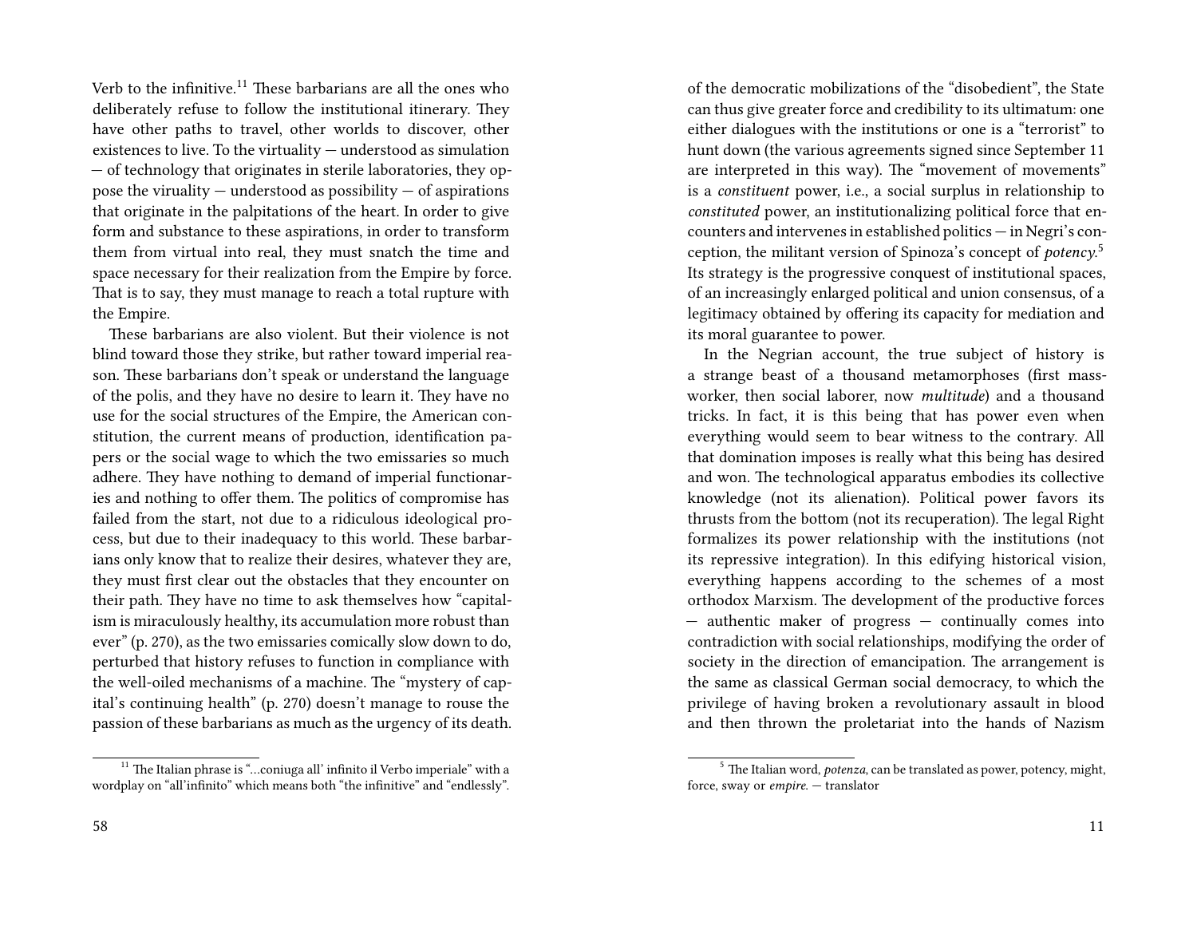Verb to the infinitive.[11] These barbarians are all the ones who deliberately refuse to follow the institutional itinerary. They have other paths to travel, other worlds to discover, other existences to live. To the virtuality — understood as simulation — of technology that originates in sterile laboratories, they oppose the viruality — understood as possibility — of aspirations that originate in the palpitations of the heart. In order to give form and substance to these aspirations, in order to transform them from virtual into real, they must snatch the time and space necessary for their realization from the Empire by force. That is to say, they must manage to reach a total rupture with the Empire.

These barbarians are also violent. But their violence is not blind toward those they strike, but rather toward imperial reason. These barbarians don't speak or understand the language of the polis, and they have no desire to learn it. They have no use for the social structures of the Empire, the American constitution, the current means of production, identification papers or the social wage to which the two emissaries so much adhere. They have nothing to demand of imperial functionaries and nothing to offer them. The politics of compromise has failed from the start, not due to a ridiculous ideological process, but due to their inadequacy to this world. These barbarians only know that to realize their desires, whatever they are, they must first clear out the obstacles that they encounter on their path. They have no time to ask themselves how "capitalism is miraculously healthy, its accumulation more robust than ever" (p. 270), as the two emissaries comically slow down to do, perturbed that history refuses to function in compliance with the well-oiled mechanisms of a machine. The "mystery of capital's continuing health" (p. 270) doesn't manage to rouse the passion of these barbarians as much as the urgency of its death.

[11] The Italian phrase is "…coniuga all' infinito il Verbo imperiale" with a wordplay on "all'infinito" which means both "the infinitive" and "endlessly".

of the democratic mobilizations of the "disobedient", the State can thus give greater force and credibility to its ultimatum: one either dialogues with the institutions or one is a "terrorist" to hunt down (the various agreements signed since September 11 are interpreted in this way). The "movement of movements" is a *constituent* power, i.e., a social surplus in relationship to *constituted* power, an institutionalizing political force that encounters and intervenes in established politics — in Negri's conception, the militant version of Spinoza's concept of *potency*.[5] Its strategy is the progressive conquest of institutional spaces, of an increasingly enlarged political and union consensus, of a legitimacy obtained by offering its capacity for mediation and its moral guarantee to power.

In the Negrian account, the true subject of history is a strange beast of a thousand metamorphoses (first mass-worker, then social laborer, now *multitude*) and a thousand tricks. In fact, it is this being that has power even when everything would seem to bear witness to the contrary. All that domination imposes is really what this being has desired and won. The technological apparatus embodies its collective knowledge (not its alienation). Political power favors its thrusts from the bottom (not its recuperation). The legal Right formalizes its power relationship with the institutions (not its repressive integration). In this edifying historical vision, everything happens according to the schemes of a most orthodox Marxism. The development of the productive forces — authentic maker of progress — continually comes into contradiction with social relationships, modifying the order of society in the direction of emancipation. The arrangement is the same as classical German social democracy, to which the privilege of having broken a revolutionary assault in blood and then thrown the proletariat into the hands of Nazism

[5] The Italian word, *potenza*, can be translated as power, potency, might, force, sway or *empire*. — translator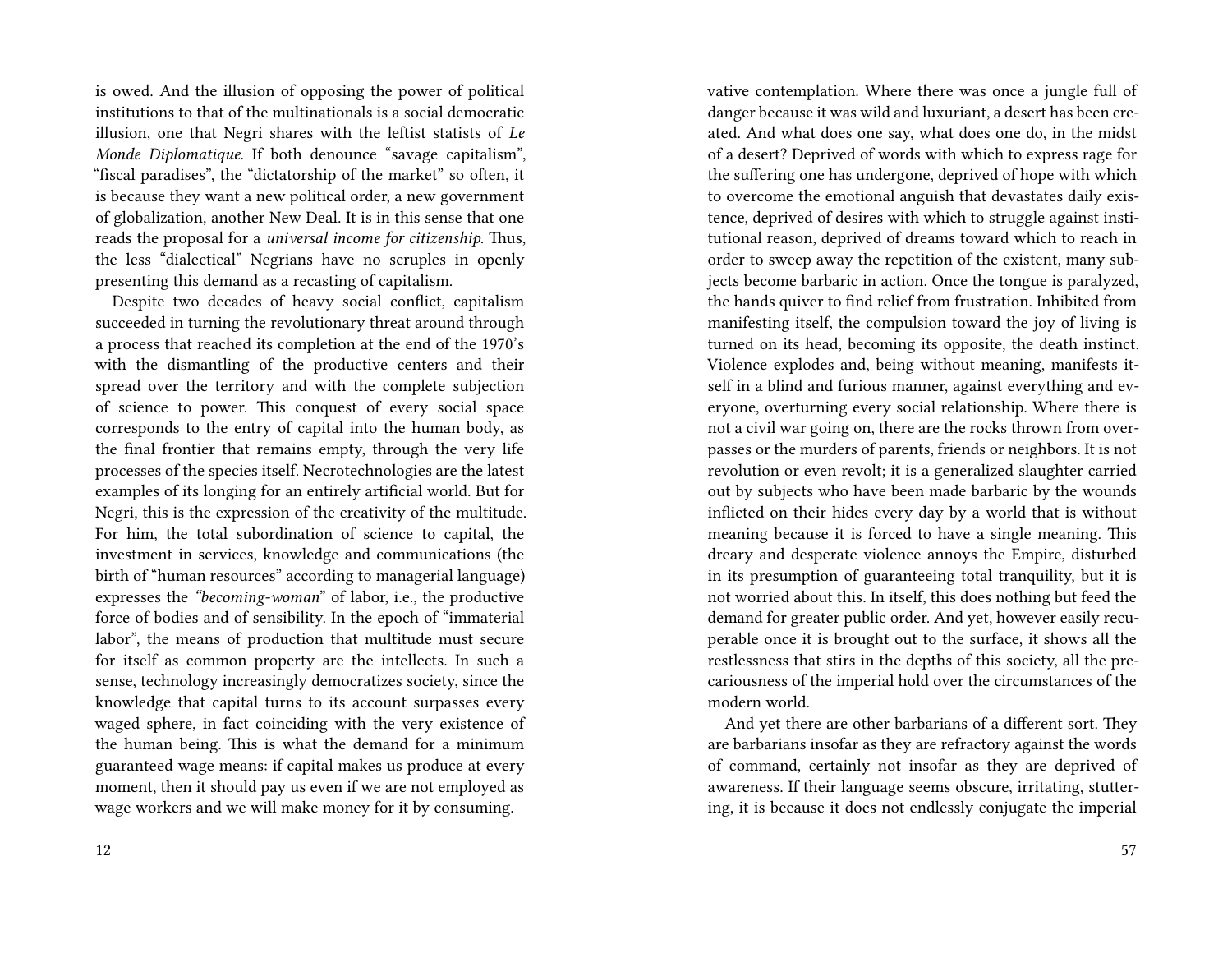is owed. And the illusion of opposing the power of political institutions to that of the multinationals is a social democratic illusion, one that Negri shares with the leftist statists of *Le Monde Diplomatique*. If both denounce "savage capitalism", "fiscal paradises", the "dictatorship of the market" so often, it is because they want a new political order, a new government of globalization, another New Deal. It is in this sense that one reads the proposal for a *universal income for citizenship*. Thus, the less "dialectical" Negrians have no scruples in openly presenting this demand as a recasting of capitalism.

Despite two decades of heavy social conflict, capitalism succeeded in turning the revolutionary threat around through a process that reached its completion at the end of the 1970's with the dismantling of the productive centers and their spread over the territory and with the complete subjection of science to power. This conquest of every social space corresponds to the entry of capital into the human body, as the final frontier that remains empty, through the very life processes of the species itself. Necrotechnologies are the latest examples of its longing for an entirely artificial world. But for Negri, this is the expression of the creativity of the multitude. For him, the total subordination of science to capital, the investment in services, knowledge and communications (the birth of "human resources" according to managerial language) expresses the *"becoming-woman"* of labor, i.e., the productive force of bodies and of sensibility. In the epoch of "immaterial labor", the means of production that multitude must secure for itself as common property are the intellects. In such a sense, technology increasingly democratizes society, since the knowledge that capital turns to its account surpasses every waged sphere, in fact coinciding with the very existence of the human being. This is what the demand for a minimum guaranteed wage means: if capital makes us produce at every moment, then it should pay us even if we are not employed as wage workers and we will make money for it by consuming.

vative contemplation. Where there was once a jungle full of danger because it was wild and luxuriant, a desert has been created. And what does one say, what does one do, in the midst of a desert? Deprived of words with which to express rage for the suffering one has undergone, deprived of hope with which to overcome the emotional anguish that devastates daily existence, deprived of desires with which to struggle against institutional reason, deprived of dreams toward which to reach in order to sweep away the repetition of the existent, many subjects become barbaric in action. Once the tongue is paralyzed, the hands quiver to find relief from frustration. Inhibited from manifesting itself, the compulsion toward the joy of living is turned on its head, becoming its opposite, the death instinct. Violence explodes and, being without meaning, manifests itself in a blind and furious manner, against everything and everyone, overturning every social relationship. Where there is not a civil war going on, there are the rocks thrown from overpasses or the murders of parents, friends or neighbors. It is not revolution or even revolt; it is a generalized slaughter carried out by subjects who have been made barbaric by the wounds inflicted on their hides every day by a world that is without meaning because it is forced to have a single meaning. This dreary and desperate violence annoys the Empire, disturbed in its presumption of guaranteeing total tranquility, but it is not worried about this. In itself, this does nothing but feed the demand for greater public order. And yet, however easily recuperable once it is brought out to the surface, it shows all the restlessness that stirs in the depths of this society, all the precariousness of the imperial hold over the circumstances of the modern world.

And yet there are other barbarians of a different sort. They are barbarians insofar as they are refractory against the words of command, certainly not insofar as they are deprived of awareness. If their language seems obscure, irritating, stuttering, it is because it does not endlessly conjugate the imperial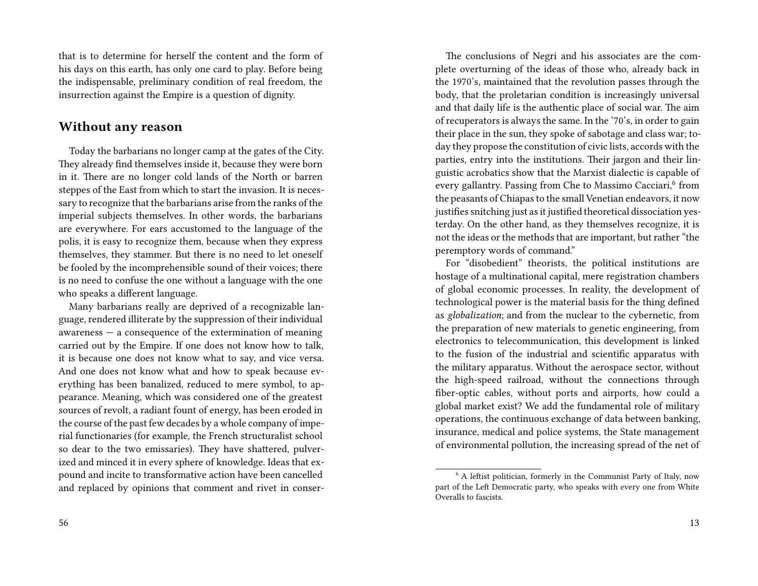that is to determine for herself the content and the form of his days on this earth, has only one card to play. Before being the indispensable, preliminary condition of real freedom, the insurrection against the Empire is a question of dignity.

## Without any reason

Today the barbarians no longer camp at the gates of the City. They already find themselves inside it, because they were born in it. There are no longer cold lands of the North or barren steppes of the East from which to start the invasion. It is necessary to recognize that the barbarians arise from the ranks of the imperial subjects themselves. In other words, the barbarians are everywhere. For ears accustomed to the language of the polis, it is easy to recognize them, because when they express themselves, they stammer. But there is no need to let oneself be fooled by the incomprehensible sound of their voices; there is no need to confuse the one without a language with the one who speaks a different language.

Many barbarians really are deprived of a recognizable language, rendered illiterate by the suppression of their individual awareness — a consequence of the extermination of meaning carried out by the Empire. If one does not know how to talk, it is because one does not know what to say, and vice versa. And one does not know what and how to speak because everything has been banalized, reduced to mere symbol, to appearance. Meaning, which was considered one of the greatest sources of revolt, a radiant fount of energy, has been eroded in the course of the past few decades by a whole company of imperial functionaries (for example, the French structuralist school so dear to the two emissaries). They have shattered, pulverized and minced it in every sphere of knowledge. Ideas that expound and incite to transformative action have been cancelled and replaced by opinions that comment and rivet in conser-

The conclusions of Negri and his associates are the complete overturning of the ideas of those who, already back in the 1970's, maintained that the revolution passes through the body, that the proletarian condition is increasingly universal and that daily life is the authentic place of social war. The aim of recuperators is always the same. In the '70's, in order to gain their place in the sun, they spoke of sabotage and class war; today they propose the constitution of civic lists, accords with the parties, entry into the institutions. Their jargon and their linguistic acrobatics show that the Marxist dialectic is capable of every gallantry. Passing from Che to Massimo Cacciari,[6] from the peasants of Chiapas to the small Venetian endeavors, it now justifies snitching just as it justified theoretical dissociation yesterday. On the other hand, as they themselves recognize, it is not the ideas or the methods that are important, but rather "the peremptory words of command."

For "disobedient" theorists, the political institutions are hostage of a multinational capital, mere registration chambers of global economic processes. In reality, the development of technological power is the material basis for the thing defined as *globalization*; and from the nuclear to the cybernetic, from the preparation of new materials to genetic engineering, from electronics to telecommunication, this development is linked to the fusion of the industrial and scientific apparatus with the military apparatus. Without the aerospace sector, without the high-speed railroad, without the connections through fiber-optic cables, without ports and airports, how could a global market exist? We add the fundamental role of military operations, the continuous exchange of data between banking, insurance, medical and police systems, the State management of environmental pollution, the increasing spread of the net of

[6] A leftist politician, formerly in the Communist Party of Italy, now part of the Left Democratic party, who speaks with every one from White Overalls to fascists.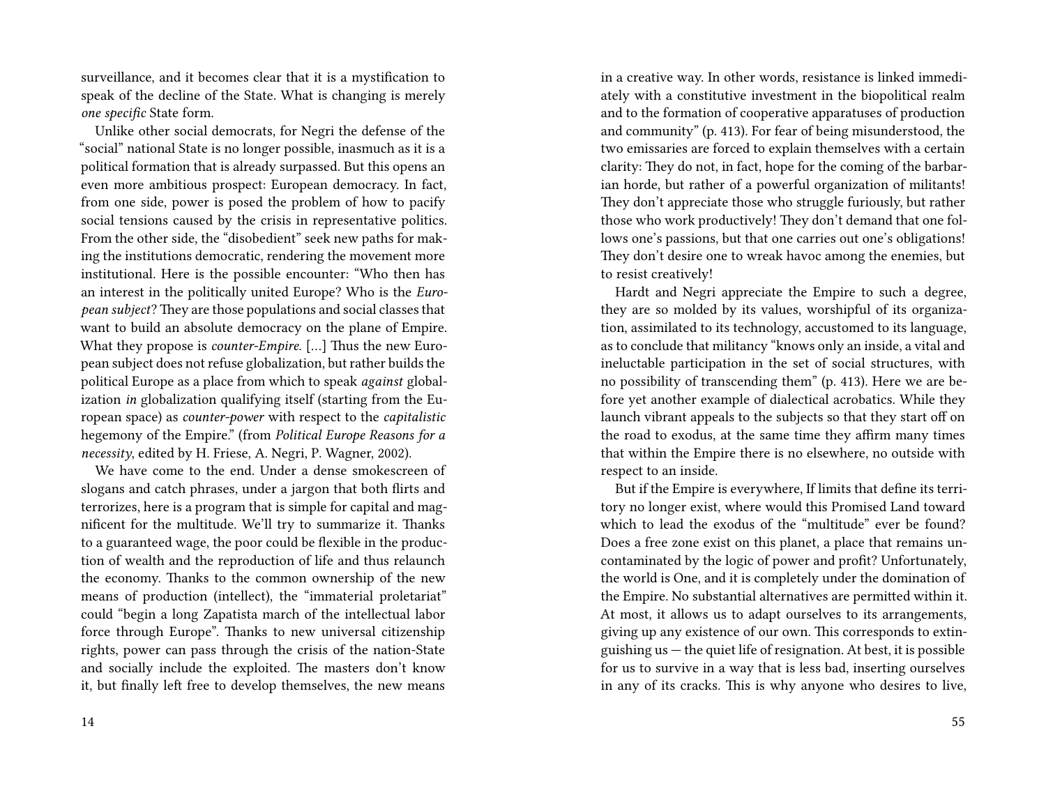surveillance, and it becomes clear that it is a mystification to speak of the decline of the State. What is changing is merely *one specific* State form.

Unlike other social democrats, for Negri the defense of the "social" national State is no longer possible, inasmuch as it is a political formation that is already surpassed. But this opens an even more ambitious prospect: European democracy. In fact, from one side, power is posed the problem of how to pacify social tensions caused by the crisis in representative politics. From the other side, the "disobedient" seek new paths for making the institutions democratic, rendering the movement more institutional. Here is the possible encounter: "Who then has an interest in the politically united Europe? Who is the *European subject*? They are those populations and social classes that want to build an absolute democracy on the plane of Empire. What they propose is *counter-Empire*. [...] Thus the new European subject does not refuse globalization, but rather builds the political Europe as a place from which to speak *against* globalization *in* globalization qualifying itself (starting from the European space) as *counter-power* with respect to the *capitalistic* hegemony of the Empire." (from *Political Europe Reasons for a necessity*, edited by H. Friese, A. Negri, P. Wagner, 2002).

We have come to the end. Under a dense smokescreen of slogans and catch phrases, under a jargon that both flirts and terrorizes, here is a program that is simple for capital and magnificent for the multitude. We'll try to summarize it. Thanks to a guaranteed wage, the poor could be flexible in the production of wealth and the reproduction of life and thus relaunch the economy. Thanks to the common ownership of the new means of production (intellect), the "immaterial proletariat" could "begin a long Zapatista march of the intellectual labor force through Europe". Thanks to new universal citizenship rights, power can pass through the crisis of the nation-State and socially include the exploited. The masters don't know it, but finally left free to develop themselves, the new means

in a creative way. In other words, resistance is linked immediately with a constitutive investment in the biopolitical realm and to the formation of cooperative apparatuses of production and community" (p. 413). For fear of being misunderstood, the two emissaries are forced to explain themselves with a certain clarity: They do not, in fact, hope for the coming of the barbarian horde, but rather of a powerful organization of militants! They don't appreciate those who struggle furiously, but rather those who work productively! They don't demand that one follows one's passions, but that one carries out one's obligations! They don't desire one to wreak havoc among the enemies, but to resist creatively!

Hardt and Negri appreciate the Empire to such a degree, they are so molded by its values, worshipful of its organization, assimilated to its technology, accustomed to its language, as to conclude that militancy "knows only an inside, a vital and ineluctable participation in the set of social structures, with no possibility of transcending them" (p. 413). Here we are before yet another example of dialectical acrobatics. While they launch vibrant appeals to the subjects so that they start off on the road to exodus, at the same time they affirm many times that within the Empire there is no elsewhere, no outside with respect to an inside.

But if the Empire is everywhere, If limits that define its territory no longer exist, where would this Promised Land toward which to lead the exodus of the "multitude" ever be found? Does a free zone exist on this planet, a place that remains uncontaminated by the logic of power and profit? Unfortunately, the world is One, and it is completely under the domination of the Empire. No substantial alternatives are permitted within it. At most, it allows us to adapt ourselves to its arrangements, giving up any existence of our own. This corresponds to extinguishing us — the quiet life of resignation. At best, it is possible for us to survive in a way that is less bad, inserting ourselves in any of its cracks. This is why anyone who desires to live,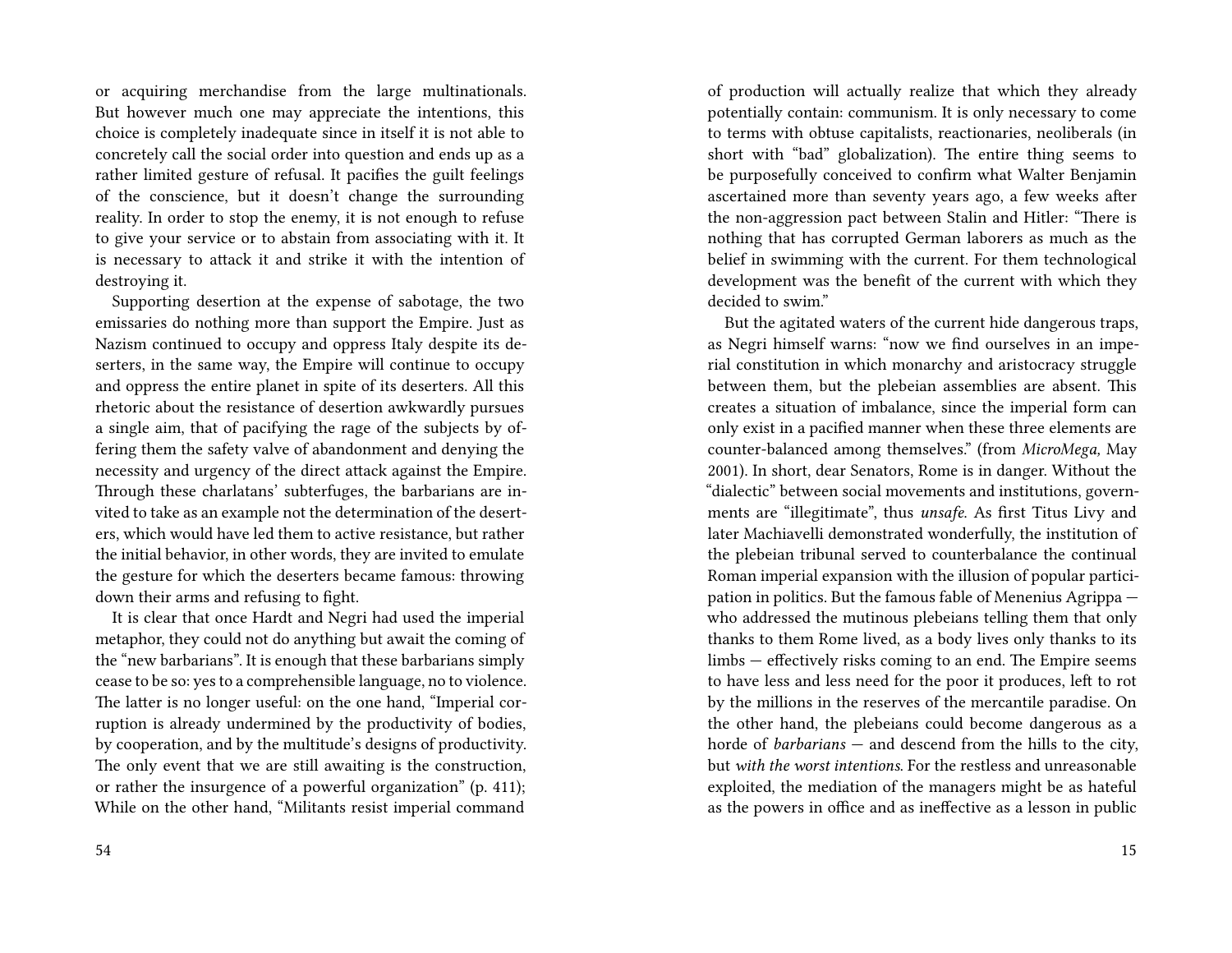or acquiring merchandise from the large multinationals. But however much one may appreciate the intentions, this choice is completely inadequate since in itself it is not able to concretely call the social order into question and ends up as a rather limited gesture of refusal. It pacifies the guilt feelings of the conscience, but it doesn't change the surrounding reality. In order to stop the enemy, it is not enough to refuse to give your service or to abstain from associating with it. It is necessary to attack it and strike it with the intention of destroying it.

Supporting desertion at the expense of sabotage, the two emissaries do nothing more than support the Empire. Just as Nazism continued to occupy and oppress Italy despite its deserters, in the same way, the Empire will continue to occupy and oppress the entire planet in spite of its deserters. All this rhetoric about the resistance of desertion awkwardly pursues a single aim, that of pacifying the rage of the subjects by offering them the safety valve of abandonment and denying the necessity and urgency of the direct attack against the Empire. Through these charlatans' subterfuges, the barbarians are invited to take as an example not the determination of the deserters, which would have led them to active resistance, but rather the initial behavior, in other words, they are invited to emulate the gesture for which the deserters became famous: throwing down their arms and refusing to fight.

It is clear that once Hardt and Negri had used the imperial metaphor, they could not do anything but await the coming of the "new barbarians". It is enough that these barbarians simply cease to be so: yes to a comprehensible language, no to violence. The latter is no longer useful: on the one hand, "Imperial corruption is already undermined by the productivity of bodies, by cooperation, and by the multitude's designs of productivity. The only event that we are still awaiting is the construction, or rather the insurgence of a powerful organization" (p. 411); While on the other hand, "Militants resist imperial command

of production will actually realize that which they already potentially contain: communism. It is only necessary to come to terms with obtuse capitalists, reactionaries, neoliberals (in short with "bad" globalization). The entire thing seems to be purposefully conceived to confirm what Walter Benjamin ascertained more than seventy years ago, a few weeks after the non-aggression pact between Stalin and Hitler: "There is nothing that has corrupted German laborers as much as the belief in swimming with the current. For them technological development was the benefit of the current with which they decided to swim."

But the agitated waters of the current hide dangerous traps, as Negri himself warns: "now we find ourselves in an imperial constitution in which monarchy and aristocracy struggle between them, but the plebeian assemblies are absent. This creates a situation of imbalance, since the imperial form can only exist in a pacified manner when these three elements are counter-balanced among themselves." (from *MicroMega*, May 2001). In short, dear Senators, Rome is in danger. Without the "dialectic" between social movements and institutions, governments are "illegitimate", thus *unsafe*. As first Titus Livy and later Machiavelli demonstrated wonderfully, the institution of the plebeian tribunal served to counterbalance the continual Roman imperial expansion with the illusion of popular participation in politics. But the famous fable of Menenius Agrippa — who addressed the mutinous plebeians telling them that only thanks to them Rome lived, as a body lives only thanks to its limbs — effectively risks coming to an end. The Empire seems to have less and less need for the poor it produces, left to rot by the millions in the reserves of the mercantile paradise. On the other hand, the plebeians could become dangerous as a horde of *barbarians* — and descend from the hills to the city, but *with the worst intentions*. For the restless and unreasonable exploited, the mediation of the managers might be as hateful as the powers in office and as ineffective as a lesson in public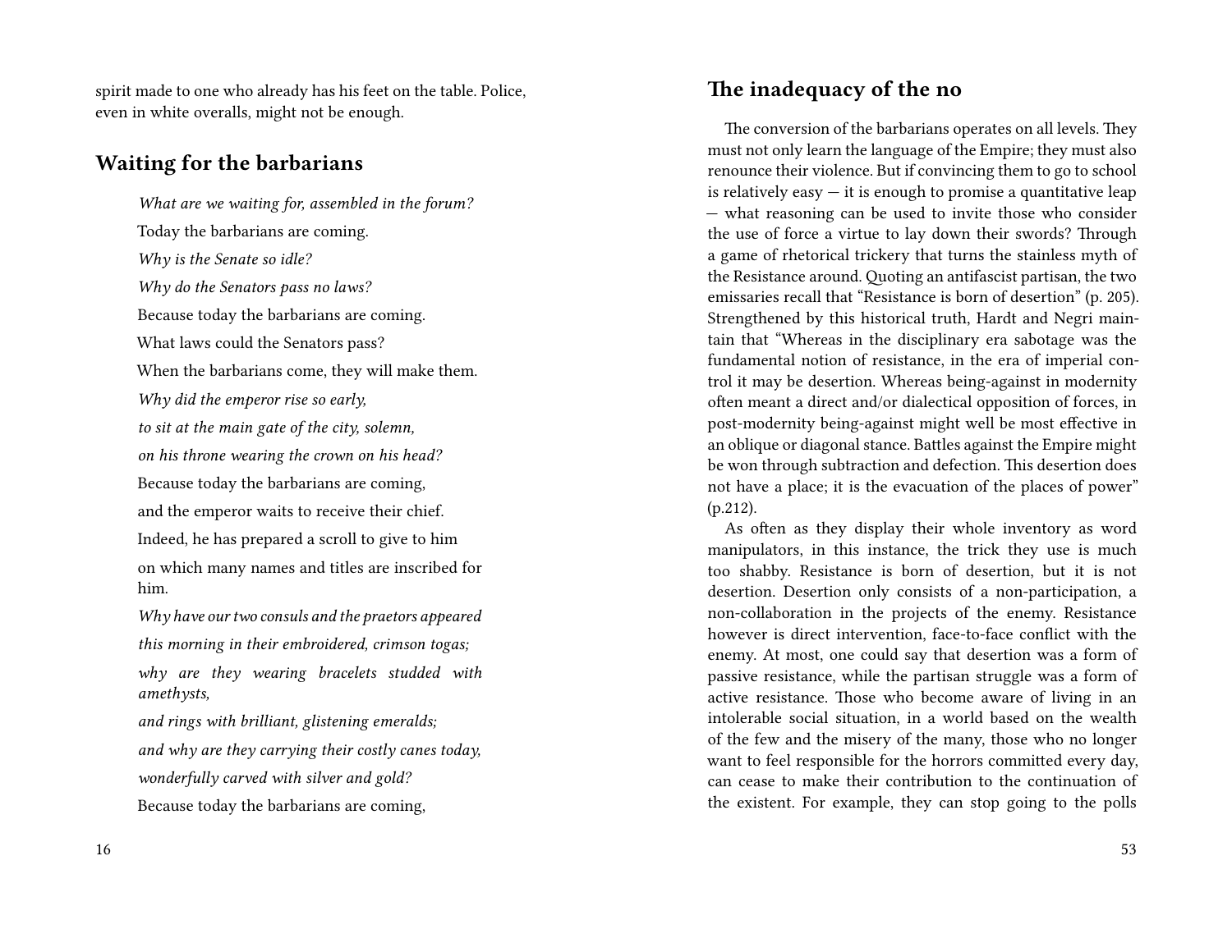spirit made to one who already has his feet on the table. Police, even in white overalls, might not be enough.

## Waiting for the barbarians

*What are we waiting for, assembled in the forum?*

Today the barbarians are coming.

*Why is the Senate so idle?*

*Why do the Senators pass no laws?*

Because today the barbarians are coming.

What laws could the Senators pass?

When the barbarians come, they will make them.

*Why did the emperor rise so early,*

*to sit at the main gate of the city, solemn,*

*on his throne wearing the crown on his head?*

Because today the barbarians are coming,

and the emperor waits to receive their chief.

Indeed, he has prepared a scroll to give to him

on which many names and titles are inscribed for him.

*Why have our two consuls and the praetors appeared*

*this morning in their embroidered, crimson togas;*

*why are they wearing bracelets studded with amethysts,*

*and rings with brilliant, glistening emeralds;*

*and why are they carrying their costly canes today,*

*wonderfully carved with silver and gold?*

Because today the barbarians are coming,

## The inadequacy of the no

The conversion of the barbarians operates on all levels. They must not only learn the language of the Empire; they must also renounce their violence. But if convincing them to go to school is relatively easy — it is enough to promise a quantitative leap — what reasoning can be used to invite those who consider the use of force a virtue to lay down their swords? Through a game of rhetorical trickery that turns the stainless myth of the Resistance around. Quoting an antifascist partisan, the two emissaries recall that "Resistance is born of desertion" (p. 205). Strengthened by this historical truth, Hardt and Negri maintain that "Whereas in the disciplinary era sabotage was the fundamental notion of resistance, in the era of imperial control it may be desertion. Whereas being-against in modernity often meant a direct and/or dialectical opposition of forces, in post-modernity being-against might well be most effective in an oblique or diagonal stance. Battles against the Empire might be won through subtraction and defection. This desertion does not have a place; it is the evacuation of the places of power" (p.212).

As often as they display their whole inventory as word manipulators, in this instance, the trick they use is much too shabby. Resistance is born of desertion, but it is not desertion. Desertion only consists of a non-participation, a non-collaboration in the projects of the enemy. Resistance however is direct intervention, face-to-face conflict with the enemy. At most, one could say that desertion was a form of passive resistance, while the partisan struggle was a form of active resistance. Those who become aware of living in an intolerable social situation, in a world based on the wealth of the few and the misery of the many, those who no longer want to feel responsible for the horrors committed every day, can cease to make their contribution to the continuation of the existent. For example, they can stop going to the polls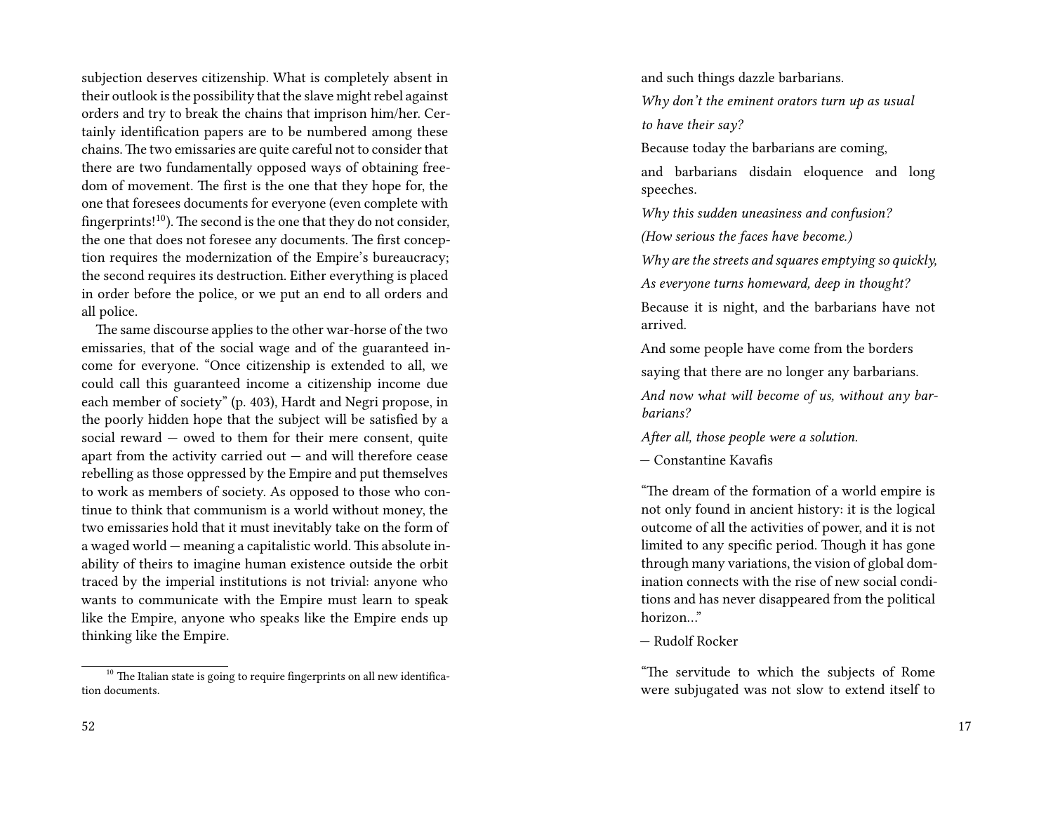subjection deserves citizenship. What is completely absent in their outlook is the possibility that the slave might rebel against orders and try to break the chains that imprison him/her. Certainly identification papers are to be numbered among these chains. The two emissaries are quite careful not to consider that there are two fundamentally opposed ways of obtaining freedom of movement. The first is the one that they hope for, the one that foresees documents for everyone (even complete with fingerprints![10]). The second is the one that they do not consider, the one that does not foresee any documents. The first conception requires the modernization of the Empire's bureaucracy; the second requires its destruction. Either everything is placed in order before the police, or we put an end to all orders and all police.

The same discourse applies to the other war-horse of the two emissaries, that of the social wage and of the guaranteed income for everyone. "Once citizenship is extended to all, we could call this guaranteed income a citizenship income due each member of society" (p. 403), Hardt and Negri propose, in the poorly hidden hope that the subject will be satisfied by a social reward — owed to them for their mere consent, quite apart from the activity carried out — and will therefore cease rebelling as those oppressed by the Empire and put themselves to work as members of society. As opposed to those who continue to think that communism is a world without money, the two emissaries hold that it must inevitably take on the form of a waged world — meaning a capitalistic world. This absolute inability of theirs to imagine human existence outside the orbit traced by the imperial institutions is not trivial: anyone who wants to communicate with the Empire must learn to speak like the Empire, anyone who speaks like the Empire ends up thinking like the Empire.

[10] The Italian state is going to require fingerprints on all new identification documents.

and such things dazzle barbarians.

*Why don't the eminent orators turn up as usual*

*to have their say?*

Because today the barbarians are coming,

and barbarians disdain eloquence and long speeches.

*Why this sudden uneasiness and confusion?*

*(How serious the faces have become.)*

*Why are the streets and squares emptying so quickly,*

*As everyone turns homeward, deep in thought?*

Because it is night, and the barbarians have not arrived.

And some people have come from the borders

saying that there are no longer any barbarians.

*And now what will become of us, without any barbarians?*

*After all, those people were a solution.*

— Constantine Kavafis

"The dream of the formation of a world empire is not only found in ancient history: it is the logical outcome of all the activities of power, and it is not limited to any specific period. Though it has gone through many variations, the vision of global domination connects with the rise of new social conditions and has never disappeared from the political horizon…"

— Rudolf Rocker

"The servitude to which the subjects of Rome were subjugated was not slow to extend itself to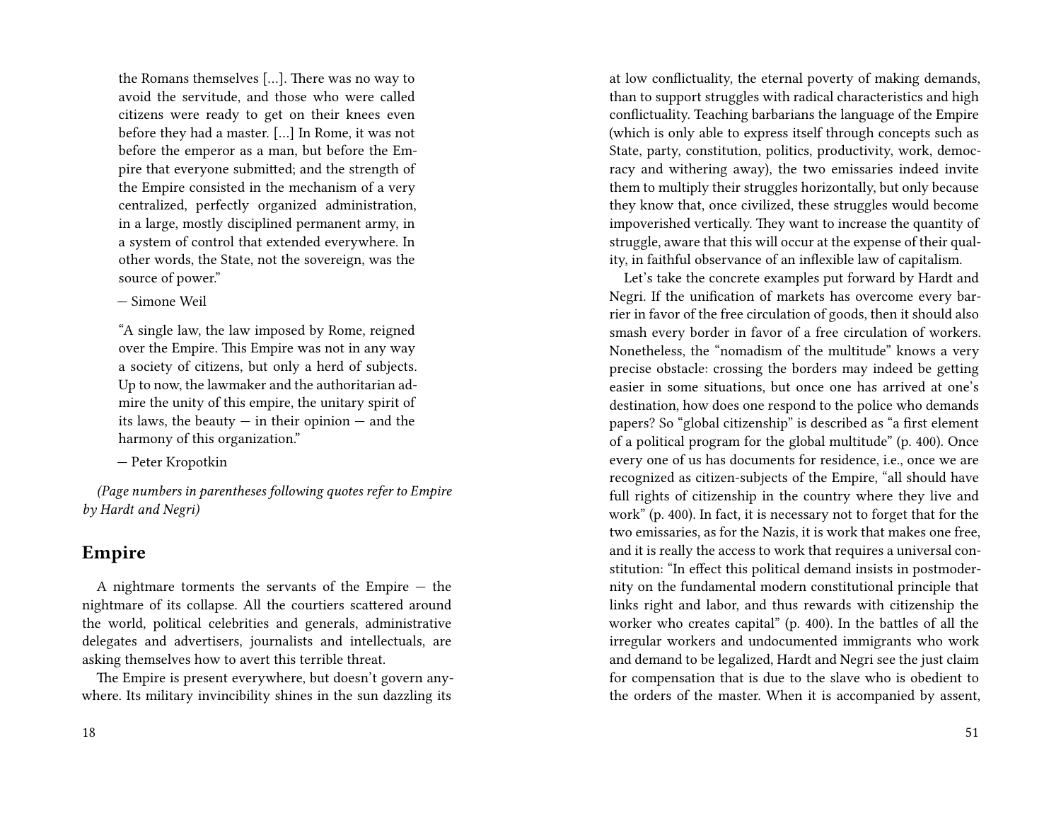the Romans themselves […]. There was no way to avoid the servitude, and those who were called citizens were ready to get on their knees even before they had a master. […] In Rome, it was not before the emperor as a man, but before the Empire that everyone submitted; and the strength of the Empire consisted in the mechanism of a very centralized, perfectly organized administration, in a large, mostly disciplined permanent army, in a system of control that extended everywhere. In other words, the State, not the sovereign, was the source of power."

— Simone Weil

"A single law, the law imposed by Rome, reigned over the Empire. This Empire was not in any way a society of citizens, but only a herd of subjects. Up to now, the lawmaker and the authoritarian admire the unity of this empire, the unitary spirit of its laws, the beauty — in their opinion — and the harmony of this organization."

— Peter Kropotkin

*(Page numbers in parentheses following quotes refer to Empire by Hardt and Negri)*

## Empire

A nightmare torments the servants of the Empire — the nightmare of its collapse. All the courtiers scattered around the world, political celebrities and generals, administrative delegates and advertisers, journalists and intellectuals, are asking themselves how to avert this terrible threat.

The Empire is present everywhere, but doesn't govern anywhere. Its military invincibility shines in the sun dazzling its

at low conflictuality, the eternal poverty of making demands, than to support struggles with radical characteristics and high conflictuality. Teaching barbarians the language of the Empire (which is only able to express itself through concepts such as State, party, constitution, politics, productivity, work, democracy and withering away), the two emissaries indeed invite them to multiply their struggles horizontally, but only because they know that, once civilized, these struggles would become impoverished vertically. They want to increase the quantity of struggle, aware that this will occur at the expense of their quality, in faithful observance of an inflexible law of capitalism.

Let's take the concrete examples put forward by Hardt and Negri. If the unification of markets has overcome every barrier in favor of the free circulation of goods, then it should also smash every border in favor of a free circulation of workers. Nonetheless, the "nomadism of the multitude" knows a very precise obstacle: crossing the borders may indeed be getting easier in some situations, but once one has arrived at one's destination, how does one respond to the police who demands papers? So "global citizenship" is described as "a first element of a political program for the global multitude" (p. 400). Once every one of us has documents for residence, i.e., once we are recognized as citizen-subjects of the Empire, "all should have full rights of citizenship in the country where they live and work" (p. 400). In fact, it is necessary not to forget that for the two emissaries, as for the Nazis, it is work that makes one free, and it is really the access to work that requires a universal constitution: "In effect this political demand insists in postmodernity on the fundamental modern constitutional principle that links right and labor, and thus rewards with citizenship the worker who creates capital" (p. 400). In the battles of all the irregular workers and undocumented immigrants who work and demand to be legalized, Hardt and Negri see the just claim for compensation that is due to the slave who is obedient to the orders of the master. When it is accompanied by assent,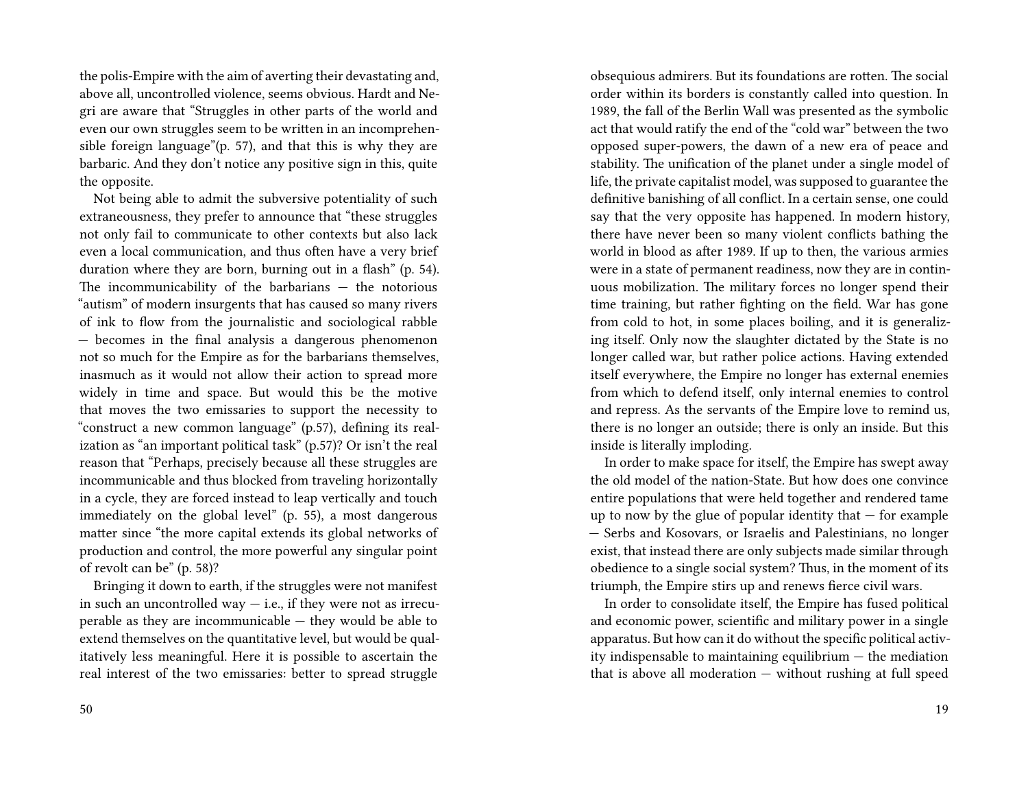the polis-Empire with the aim of averting their devastating and, above all, uncontrolled violence, seems obvious. Hardt and Negri are aware that "Struggles in other parts of the world and even our own struggles seem to be written in an incomprehensible foreign language"(p. 57), and that this is why they are barbaric. And they don't notice any positive sign in this, quite the opposite.

Not being able to admit the subversive potentiality of such extraneousness, they prefer to announce that "these struggles not only fail to communicate to other contexts but also lack even a local communication, and thus often have a very brief duration where they are born, burning out in a flash" (p. 54). The incommunicability of the barbarians — the notorious "autism" of modern insurgents that has caused so many rivers of ink to flow from the journalistic and sociological rabble — becomes in the final analysis a dangerous phenomenon not so much for the Empire as for the barbarians themselves, inasmuch as it would not allow their action to spread more widely in time and space. But would this be the motive that moves the two emissaries to support the necessity to "construct a new common language" (p.57), defining its realization as "an important political task" (p.57)? Or isn't the real reason that "Perhaps, precisely because all these struggles are incommunicable and thus blocked from traveling horizontally in a cycle, they are forced instead to leap vertically and touch immediately on the global level" (p. 55), a most dangerous matter since "the more capital extends its global networks of production and control, the more powerful any singular point of revolt can be" (p. 58)?

Bringing it down to earth, if the struggles were not manifest in such an uncontrolled way — i.e., if they were not as irrecuperable as they are incommunicable — they would be able to extend themselves on the quantitative level, but would be qualitatively less meaningful. Here it is possible to ascertain the real interest of the two emissaries: better to spread struggle

obsequious admirers. But its foundations are rotten. The social order within its borders is constantly called into question. In 1989, the fall of the Berlin Wall was presented as the symbolic act that would ratify the end of the "cold war" between the two opposed super-powers, the dawn of a new era of peace and stability. The unification of the planet under a single model of life, the private capitalist model, was supposed to guarantee the definitive banishing of all conflict. In a certain sense, one could say that the very opposite has happened. In modern history, there have never been so many violent conflicts bathing the world in blood as after 1989. If up to then, the various armies were in a state of permanent readiness, now they are in continuous mobilization. The military forces no longer spend their time training, but rather fighting on the field. War has gone from cold to hot, in some places boiling, and it is generalizing itself. Only now the slaughter dictated by the State is no longer called war, but rather police actions. Having extended itself everywhere, the Empire no longer has external enemies from which to defend itself, only internal enemies to control and repress. As the servants of the Empire love to remind us, there is no longer an outside; there is only an inside. But this inside is literally imploding.

In order to make space for itself, the Empire has swept away the old model of the nation-State. But how does one convince entire populations that were held together and rendered tame up to now by the glue of popular identity that — for example — Serbs and Kosovars, or Israelis and Palestinians, no longer exist, that instead there are only subjects made similar through obedience to a single social system? Thus, in the moment of its triumph, the Empire stirs up and renews fierce civil wars.

In order to consolidate itself, the Empire has fused political and economic power, scientific and military power in a single apparatus. But how can it do without the specific political activity indispensable to maintaining equilibrium — the mediation that is above all moderation — without rushing at full speed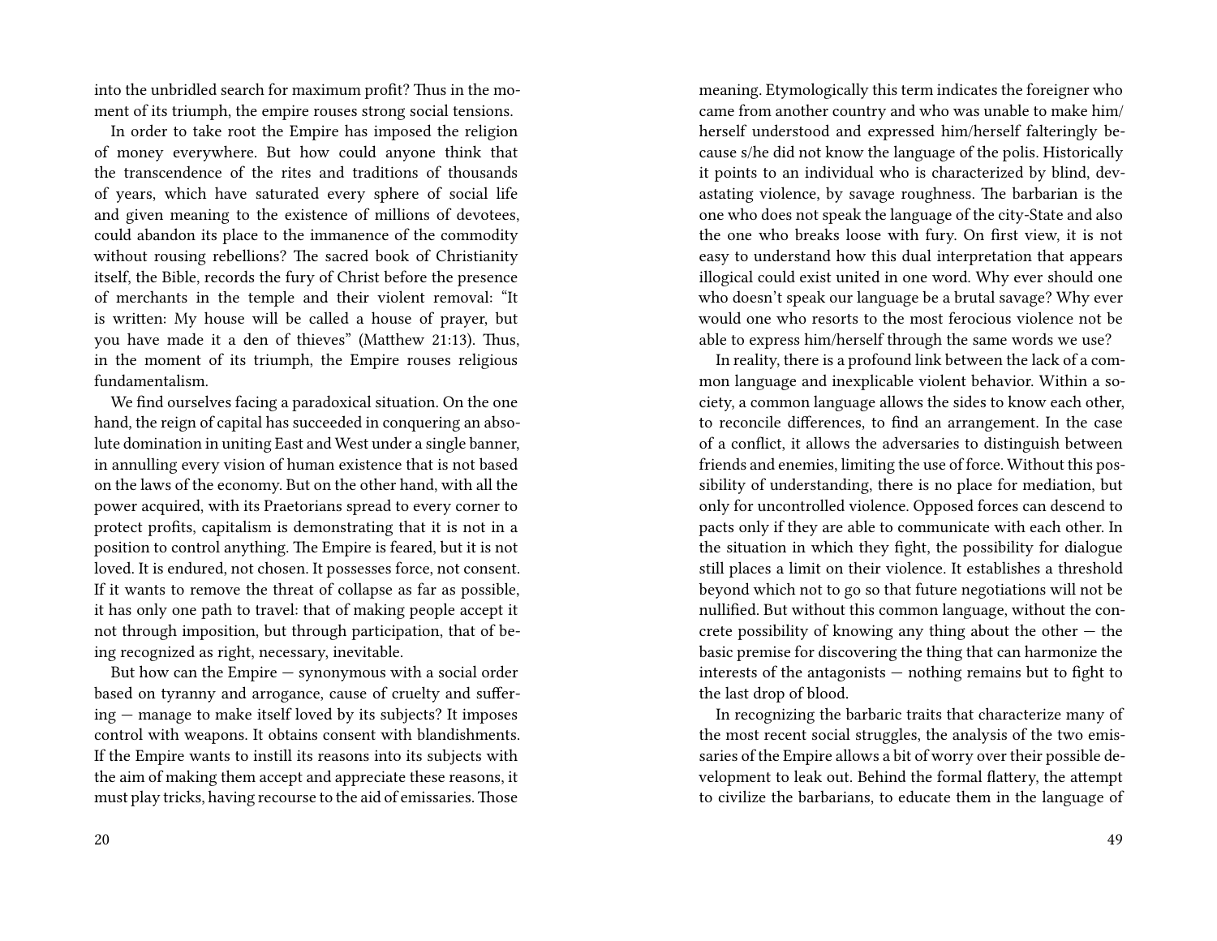into the unbridled search for maximum profit? Thus in the moment of its triumph, the empire rouses strong social tensions.

In order to take root the Empire has imposed the religion of money everywhere. But how could anyone think that the transcendence of the rites and traditions of thousands of years, which have saturated every sphere of social life and given meaning to the existence of millions of devotees, could abandon its place to the immanence of the commodity without rousing rebellions? The sacred book of Christianity itself, the Bible, records the fury of Christ before the presence of merchants in the temple and their violent removal: "It is written: My house will be called a house of prayer, but you have made it a den of thieves" (Matthew 21:13). Thus, in the moment of its triumph, the Empire rouses religious fundamentalism.

We find ourselves facing a paradoxical situation. On the one hand, the reign of capital has succeeded in conquering an absolute domination in uniting East and West under a single banner, in annulling every vision of human existence that is not based on the laws of the economy. But on the other hand, with all the power acquired, with its Praetorians spread to every corner to protect profits, capitalism is demonstrating that it is not in a position to control anything. The Empire is feared, but it is not loved. It is endured, not chosen. It possesses force, not consent. If it wants to remove the threat of collapse as far as possible, it has only one path to travel: that of making people accept it not through imposition, but through participation, that of being recognized as right, necessary, inevitable.

But how can the Empire — synonymous with a social order based on tyranny and arrogance, cause of cruelty and suffering — manage to make itself loved by its subjects? It imposes control with weapons. It obtains consent with blandishments. If the Empire wants to instill its reasons into its subjects with the aim of making them accept and appreciate these reasons, it must play tricks, having recourse to the aid of emissaries. Those

meaning. Etymologically this term indicates the foreigner who came from another country and who was unable to make him/herself understood and expressed him/herself falteringly because s/he did not know the language of the polis. Historically it points to an individual who is characterized by blind, devastating violence, by savage roughness. The barbarian is the one who does not speak the language of the city-State and also the one who breaks loose with fury. On first view, it is not easy to understand how this dual interpretation that appears illogical could exist united in one word. Why ever should one who doesn't speak our language be a brutal savage? Why ever would one who resorts to the most ferocious violence not be able to express him/herself through the same words we use?

In reality, there is a profound link between the lack of a common language and inexplicable violent behavior. Within a society, a common language allows the sides to know each other, to reconcile differences, to find an arrangement. In the case of a conflict, it allows the adversaries to distinguish between friends and enemies, limiting the use of force. Without this possibility of understanding, there is no place for mediation, but only for uncontrolled violence. Opposed forces can descend to pacts only if they are able to communicate with each other. In the situation in which they fight, the possibility for dialogue still places a limit on their violence. It establishes a threshold beyond which not to go so that future negotiations will not be nullified. But without this common language, without the concrete possibility of knowing any thing about the other — the basic premise for discovering the thing that can harmonize the interests of the antagonists — nothing remains but to fight to the last drop of blood.

In recognizing the barbaric traits that characterize many of the most recent social struggles, the analysis of the two emissaries of the Empire allows a bit of worry over their possible development to leak out. Behind the formal flattery, the attempt to civilize the barbarians, to educate them in the language of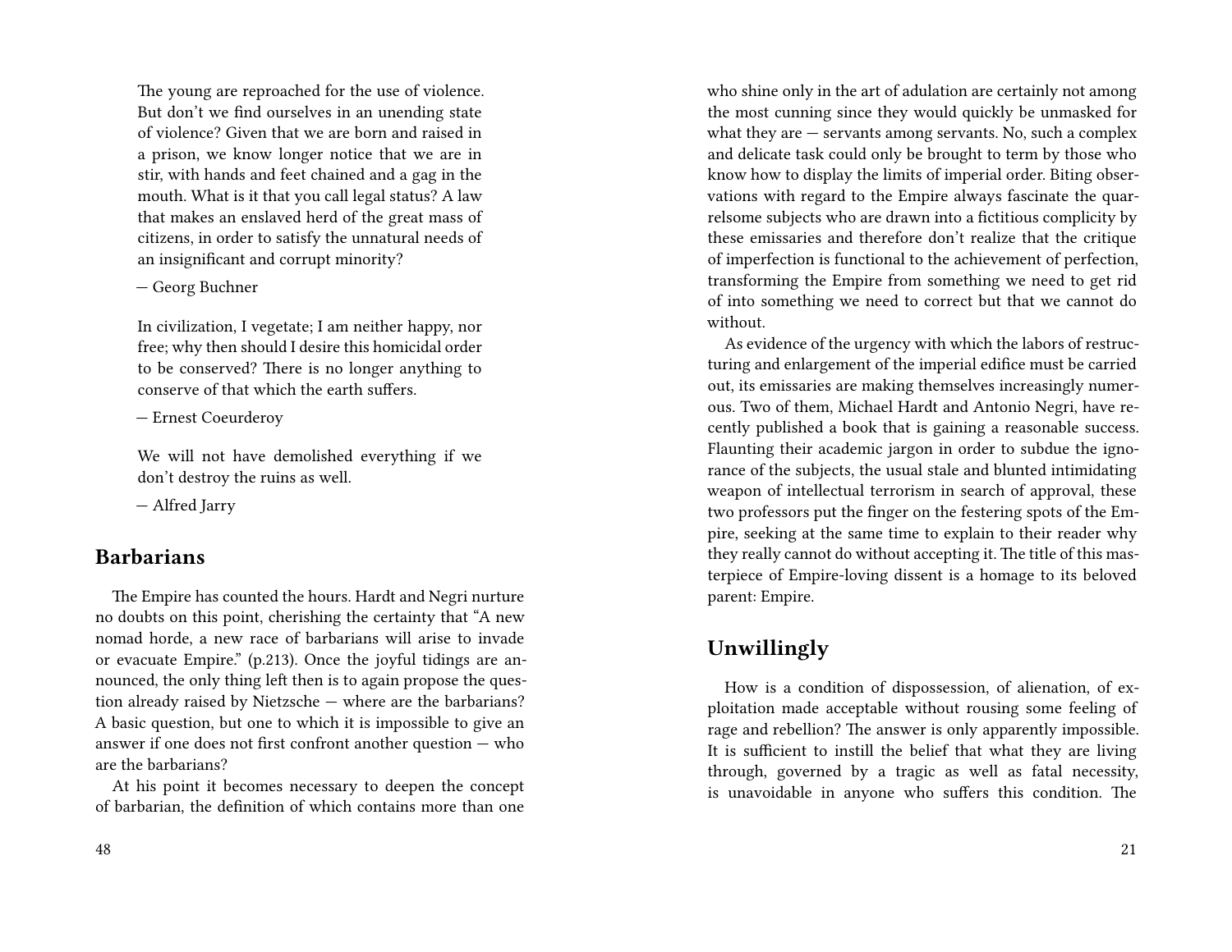> The young are reproached for the use of violence. But don't we find ourselves in an unending state of violence? Given that we are born and raised in a prison, we know longer notice that we are in stir, with hands and feet chained and a gag in the mouth. What is it that you call legal status? A law that makes an enslaved herd of the great mass of citizens, in order to satisfy the unnatural needs of an insignificant and corrupt minority?
>
> — Georg Buchner

> In civilization, I vegetate; I am neither happy, nor free; why then should I desire this homicidal order to be conserved? There is no longer anything to conserve of that which the earth suffers.
>
> — Ernest Coeurderoy

> We will not have demolished everything if we don't destroy the ruins as well.
>
> — Alfred Jarry

## Barbarians

The Empire has counted the hours. Hardt and Negri nurture no doubts on this point, cherishing the certainty that "A new nomad horde, a new race of barbarians will arise to invade or evacuate Empire." (p.213). Once the joyful tidings are announced, the only thing left then is to again propose the question already raised by Nietzsche — where are the barbarians? A basic question, but one to which it is impossible to give an answer if one does not first confront another question — who are the barbarians?

At his point it becomes necessary to deepen the concept of barbarian, the definition of which contains more than one

who shine only in the art of adulation are certainly not among the most cunning since they would quickly be unmasked for what they are — servants among servants. No, such a complex and delicate task could only be brought to term by those who know how to display the limits of imperial order. Biting observations with regard to the Empire always fascinate the quarrelsome subjects who are drawn into a fictitious complicity by these emissaries and therefore don't realize that the critique of imperfection is functional to the achievement of perfection, transforming the Empire from something we need to get rid of into something we need to correct but that we cannot do without.

As evidence of the urgency with which the labors of restructuring and enlargement of the imperial edifice must be carried out, its emissaries are making themselves increasingly numerous. Two of them, Michael Hardt and Antonio Negri, have recently published a book that is gaining a reasonable success. Flaunting their academic jargon in order to subdue the ignorance of the subjects, the usual stale and blunted intimidating weapon of intellectual terrorism in search of approval, these two professors put the finger on the festering spots of the Empire, seeking at the same time to explain to their reader why they really cannot do without accepting it. The title of this masterpiece of Empire-loving dissent is a homage to its beloved parent: Empire.

## Unwillingly

How is a condition of dispossession, of alienation, of exploitation made acceptable without rousing some feeling of rage and rebellion? The answer is only apparently impossible. It is sufficient to instill the belief that what they are living through, governed by a tragic as well as fatal necessity, is unavoidable in anyone who suffers this condition. The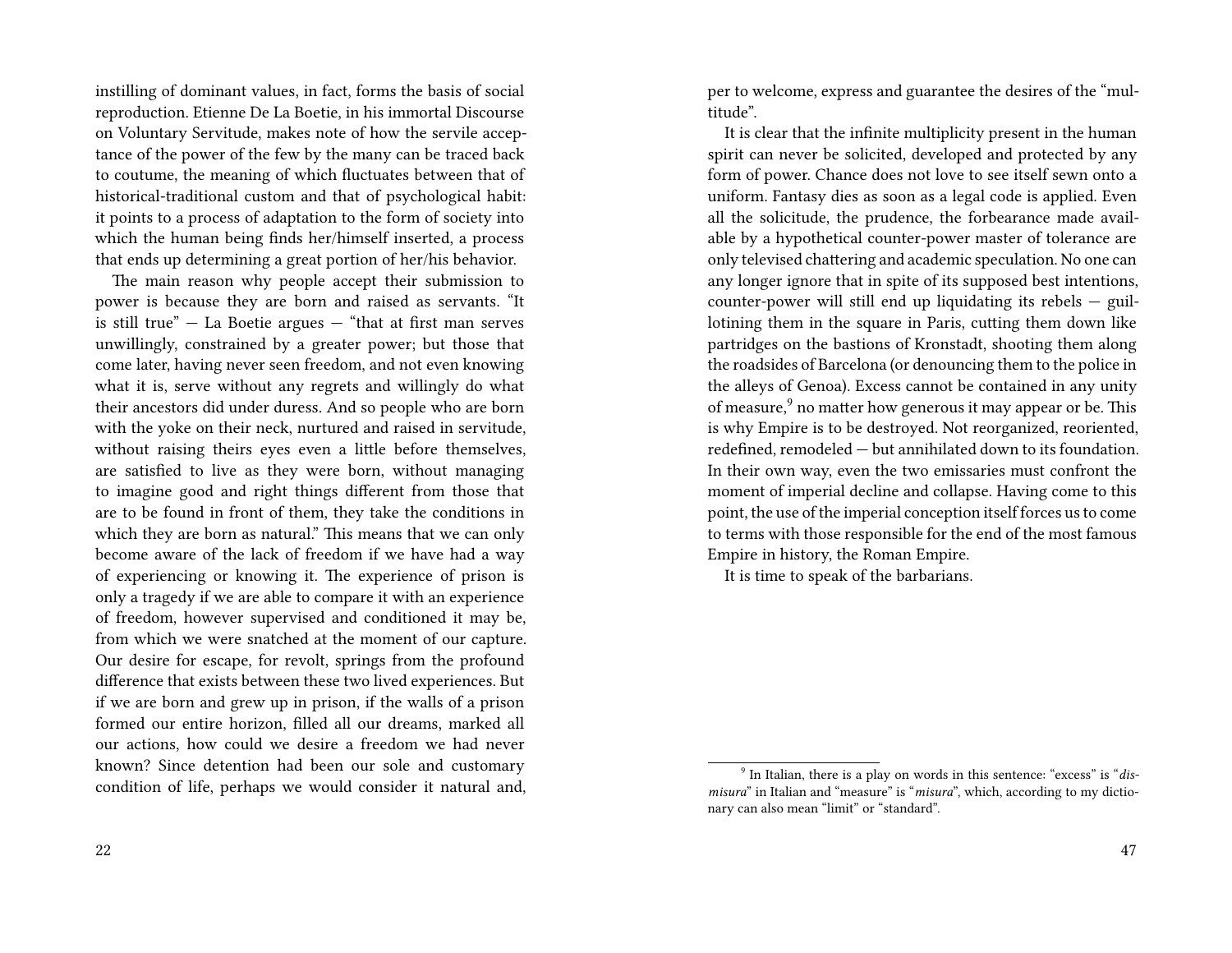instilling of dominant values, in fact, forms the basis of social reproduction. Etienne De La Boetie, in his immortal Discourse on Voluntary Servitude, makes note of how the servile acceptance of the power of the few by the many can be traced back to coutume, the meaning of which fluctuates between that of historical-traditional custom and that of psychological habit: it points to a process of adaptation to the form of society into which the human being finds her/himself inserted, a process that ends up determining a great portion of her/his behavior.

The main reason why people accept their submission to power is because they are born and raised as servants. "It is still true" — La Boetie argues — "that at first man serves unwillingly, constrained by a greater power; but those that come later, having never seen freedom, and not even knowing what it is, serve without any regrets and willingly do what their ancestors did under duress. And so people who are born with the yoke on their neck, nurtured and raised in servitude, without raising theirs eyes even a little before themselves, are satisfied to live as they were born, without managing to imagine good and right things different from those that are to be found in front of them, they take the conditions in which they are born as natural." This means that we can only become aware of the lack of freedom if we have had a way of experiencing or knowing it. The experience of prison is only a tragedy if we are able to compare it with an experience of freedom, however supervised and conditioned it may be, from which we were snatched at the moment of our capture. Our desire for escape, for revolt, springs from the profound difference that exists between these two lived experiences. But if we are born and grew up in prison, if the walls of a prison formed our entire horizon, filled all our dreams, marked all our actions, how could we desire a freedom we had never known? Since detention had been our sole and customary condition of life, perhaps we would consider it natural and,

per to welcome, express and guarantee the desires of the "multitude".

It is clear that the infinite multiplicity present in the human spirit can never be solicited, developed and protected by any form of power. Chance does not love to see itself sewn onto a uniform. Fantasy dies as soon as a legal code is applied. Even all the solicitude, the prudence, the forbearance made available by a hypothetical counter-power master of tolerance are only televised chattering and academic speculation. No one can any longer ignore that in spite of its supposed best intentions, counter-power will still end up liquidating its rebels — guillotining them in the square in Paris, cutting them down like partridges on the bastions of Kronstadt, shooting them along the roadsides of Barcelona (or denouncing them to the police in the alleys of Genoa). Excess cannot be contained in any unity of measure,[9] no matter how generous it may appear or be. This is why Empire is to be destroyed. Not reorganized, reoriented, redefined, remodeled — but annihilated down to its foundation. In their own way, even the two emissaries must confront the moment of imperial decline and collapse. Having come to this point, the use of the imperial conception itself forces us to come to terms with those responsible for the end of the most famous Empire in history, the Roman Empire.

It is time to speak of the barbarians.

[9] In Italian, there is a play on words in this sentence: "excess" is "*dismisura*" in Italian and "measure" is "*misura*", which, according to my dictionary can also mean "limit" or "standard".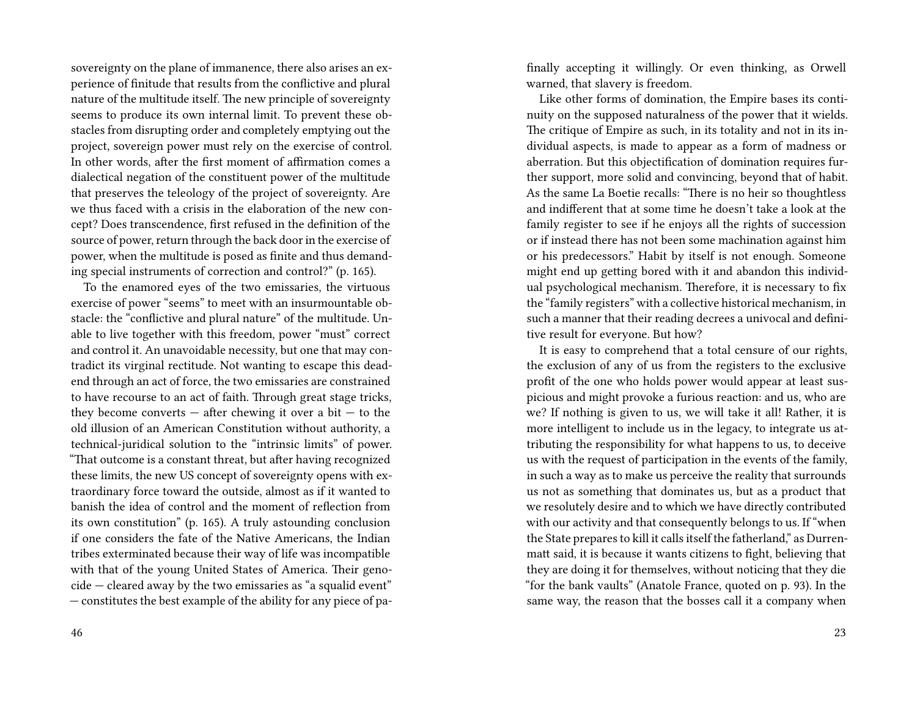sovereignty on the plane of immanence, there also arises an experience of finitude that results from the conflictive and plural nature of the multitude itself. The new principle of sovereignty seems to produce its own internal limit. To prevent these obstacles from disrupting order and completely emptying out the project, sovereign power must rely on the exercise of control. In other words, after the first moment of affirmation comes a dialectical negation of the constituent power of the multitude that preserves the teleology of the project of sovereignty. Are we thus faced with a crisis in the elaboration of the new concept? Does transcendence, first refused in the definition of the source of power, return through the back door in the exercise of power, when the multitude is posed as finite and thus demanding special instruments of correction and control?" (p. 165).

To the enamored eyes of the two emissaries, the virtuous exercise of power "seems" to meet with an insurmountable obstacle: the "conflictive and plural nature" of the multitude. Unable to live together with this freedom, power "must" correct and control it. An unavoidable necessity, but one that may contradict its virginal rectitude. Not wanting to escape this dead-end through an act of force, the two emissaries are constrained to have recourse to an act of faith. Through great stage tricks, they become converts — after chewing it over a bit — to the old illusion of an American Constitution without authority, a technical-juridical solution to the "intrinsic limits" of power. "That outcome is a constant threat, but after having recognized these limits, the new US concept of sovereignty opens with extraordinary force toward the outside, almost as if it wanted to banish the idea of control and the moment of reflection from its own constitution" (p. 165). A truly astounding conclusion if one considers the fate of the Native Americans, the Indian tribes exterminated because their way of life was incompatible with that of the young United States of America. Their genocide — cleared away by the two emissaries as "a squalid event" — constitutes the best example of the ability for any piece of pa-

finally accepting it willingly. Or even thinking, as Orwell warned, that slavery is freedom.

Like other forms of domination, the Empire bases its continuity on the supposed naturalness of the power that it wields. The critique of Empire as such, in its totality and not in its individual aspects, is made to appear as a form of madness or aberration. But this objectification of domination requires further support, more solid and convincing, beyond that of habit. As the same La Boetie recalls: "There is no heir so thoughtless and indifferent that at some time he doesn't take a look at the family register to see if he enjoys all the rights of succession or if instead there has not been some machination against him or his predecessors." Habit by itself is not enough. Someone might end up getting bored with it and abandon this individual psychological mechanism. Therefore, it is necessary to fix the "family registers" with a collective historical mechanism, in such a manner that their reading decrees a univocal and definitive result for everyone. But how?

It is easy to comprehend that a total censure of our rights, the exclusion of any of us from the registers to the exclusive profit of the one who holds power would appear at least suspicious and might provoke a furious reaction: and us, who are we? If nothing is given to us, we will take it all! Rather, it is more intelligent to include us in the legacy, to integrate us attributing the responsibility for what happens to us, to deceive us with the request of participation in the events of the family, in such a way as to make us perceive the reality that surrounds us not as something that dominates us, but as a product that we resolutely desire and to which we have directly contributed with our activity and that consequently belongs to us. If "when the State prepares to kill it calls itself the fatherland," as Durrenmatt said, it is because it wants citizens to fight, believing that they are doing it for themselves, without noticing that they die "for the bank vaults" (Anatole France, quoted on p. 93). In the same way, the reason that the bosses call it a company when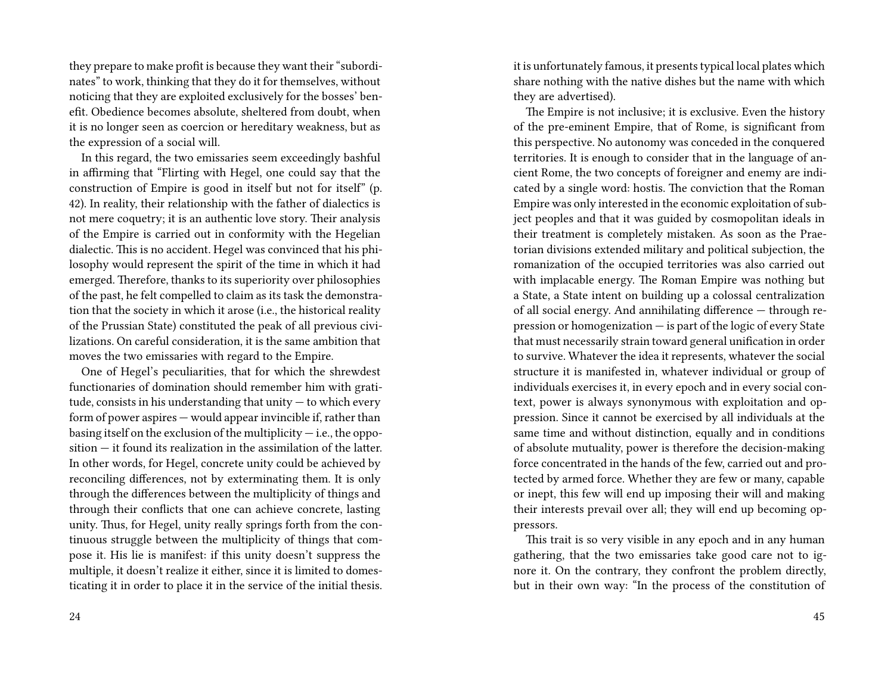they prepare to make profit is because they want their "subordinates" to work, thinking that they do it for themselves, without noticing that they are exploited exclusively for the bosses' benefit. Obedience becomes absolute, sheltered from doubt, when it is no longer seen as coercion or hereditary weakness, but as the expression of a social will.

In this regard, the two emissaries seem exceedingly bashful in affirming that "Flirting with Hegel, one could say that the construction of Empire is good in itself but not for itself" (p. 42). In reality, their relationship with the father of dialectics is not mere coquetry; it is an authentic love story. Their analysis of the Empire is carried out in conformity with the Hegelian dialectic. This is no accident. Hegel was convinced that his philosophy would represent the spirit of the time in which it had emerged. Therefore, thanks to its superiority over philosophies of the past, he felt compelled to claim as its task the demonstration that the society in which it arose (i.e., the historical reality of the Prussian State) constituted the peak of all previous civilizations. On careful consideration, it is the same ambition that moves the two emissaries with regard to the Empire.

One of Hegel's peculiarities, that for which the shrewdest functionaries of domination should remember him with gratitude, consists in his understanding that unity — to which every form of power aspires — would appear invincible if, rather than basing itself on the exclusion of the multiplicity — i.e., the opposition — it found its realization in the assimilation of the latter. In other words, for Hegel, concrete unity could be achieved by reconciling differences, not by exterminating them. It is only through the differences between the multiplicity of things and through their conflicts that one can achieve concrete, lasting unity. Thus, for Hegel, unity really springs forth from the continuous struggle between the multiplicity of things that compose it. His lie is manifest: if this unity doesn't suppress the multiple, it doesn't realize it either, since it is limited to domesticating it in order to place it in the service of the initial thesis.

it is unfortunately famous, it presents typical local plates which share nothing with the native dishes but the name with which they are advertised).

The Empire is not inclusive; it is exclusive. Even the history of the pre-eminent Empire, that of Rome, is significant from this perspective. No autonomy was conceded in the conquered territories. It is enough to consider that in the language of ancient Rome, the two concepts of foreigner and enemy are indicated by a single word: hostis. The conviction that the Roman Empire was only interested in the economic exploitation of subject peoples and that it was guided by cosmopolitan ideals in their treatment is completely mistaken. As soon as the Praetorian divisions extended military and political subjection, the romanization of the occupied territories was also carried out with implacable energy. The Roman Empire was nothing but a State, a State intent on building up a colossal centralization of all social energy. And annihilating difference — through repression or homogenization — is part of the logic of every State that must necessarily strain toward general unification in order to survive. Whatever the idea it represents, whatever the social structure it is manifested in, whatever individual or group of individuals exercises it, in every epoch and in every social context, power is always synonymous with exploitation and oppression. Since it cannot be exercised by all individuals at the same time and without distinction, equally and in conditions of absolute mutuality, power is therefore the decision-making force concentrated in the hands of the few, carried out and protected by armed force. Whether they are few or many, capable or inept, this few will end up imposing their will and making their interests prevail over all; they will end up becoming oppressors.

This trait is so very visible in any epoch and in any human gathering, that the two emissaries take good care not to ignore it. On the contrary, they confront the problem directly, but in their own way: "In the process of the constitution of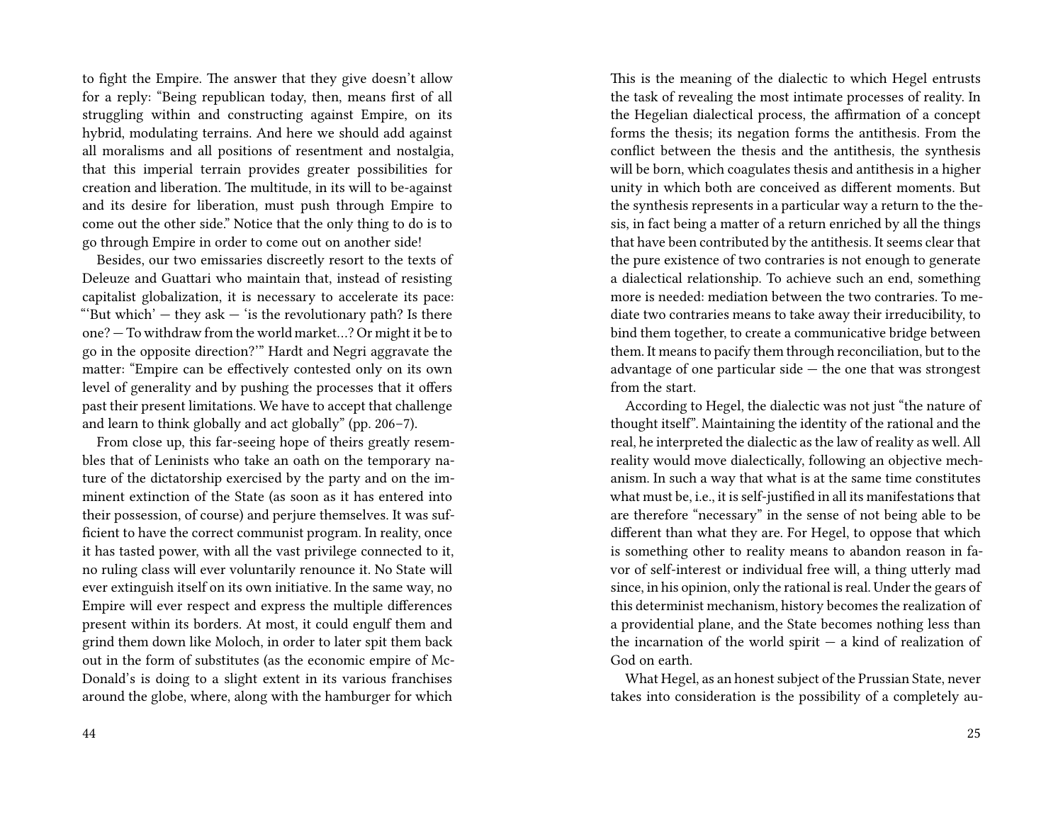to fight the Empire. The answer that they give doesn't allow for a reply: "Being republican today, then, means first of all struggling within and constructing against Empire, on its hybrid, modulating terrains. And here we should add against all moralisms and all positions of resentment and nostalgia, that this imperial terrain provides greater possibilities for creation and liberation. The multitude, in its will to be-against and its desire for liberation, must push through Empire to come out the other side." Notice that the only thing to do is to go through Empire in order to come out on another side!

Besides, our two emissaries discreetly resort to the texts of Deleuze and Guattari who maintain that, instead of resisting capitalist globalization, it is necessary to accelerate its pace: "'But which' — they ask — 'is the revolutionary path? Is there one? — To withdraw from the world market…? Or might it be to go in the opposite direction?'" Hardt and Negri aggravate the matter: "Empire can be effectively contested only on its own level of generality and by pushing the processes that it offers past their present limitations. We have to accept that challenge and learn to think globally and act globally" (pp. 206–7).

From close up, this far-seeing hope of theirs greatly resembles that of Leninists who take an oath on the temporary nature of the dictatorship exercised by the party and on the imminent extinction of the State (as soon as it has entered into their possession, of course) and perjure themselves. It was sufficient to have the correct communist program. In reality, once it has tasted power, with all the vast privilege connected to it, no ruling class will ever voluntarily renounce it. No State will ever extinguish itself on its own initiative. In the same way, no Empire will ever respect and express the multiple differences present within its borders. At most, it could engulf them and grind them down like Moloch, in order to later spit them back out in the form of substitutes (as the economic empire of McDonald's is doing to a slight extent in its various franchises around the globe, where, along with the hamburger for which

This is the meaning of the dialectic to which Hegel entrusts the task of revealing the most intimate processes of reality. In the Hegelian dialectical process, the affirmation of a concept forms the thesis; its negation forms the antithesis. From the conflict between the thesis and the antithesis, the synthesis will be born, which coagulates thesis and antithesis in a higher unity in which both are conceived as different moments. But the synthesis represents in a particular way a return to the thesis, in fact being a matter of a return enriched by all the things that have been contributed by the antithesis. It seems clear that the pure existence of two contraries is not enough to generate a dialectical relationship. To achieve such an end, something more is needed: mediation between the two contraries. To mediate two contraries means to take away their irreducibility, to bind them together, to create a communicative bridge between them. It means to pacify them through reconciliation, but to the advantage of one particular side — the one that was strongest from the start.

According to Hegel, the dialectic was not just "the nature of thought itself". Maintaining the identity of the rational and the real, he interpreted the dialectic as the law of reality as well. All reality would move dialectically, following an objective mechanism. In such a way that what is at the same time constitutes what must be, i.e., it is self-justified in all its manifestations that are therefore "necessary" in the sense of not being able to be different than what they are. For Hegel, to oppose that which is something other to reality means to abandon reason in favor of self-interest or individual free will, a thing utterly mad since, in his opinion, only the rational is real. Under the gears of this determinist mechanism, history becomes the realization of a providential plane, and the State becomes nothing less than the incarnation of the world spirit — a kind of realization of God on earth.

What Hegel, as an honest subject of the Prussian State, never takes into consideration is the possibility of a completely au-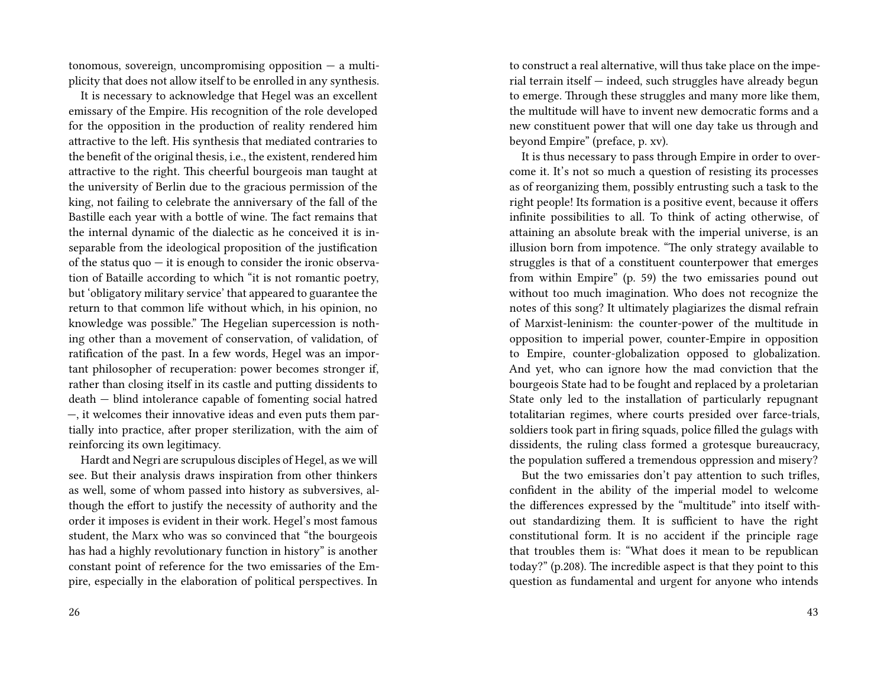tonomous, sovereign, uncompromising opposition — a multiplicity that does not allow itself to be enrolled in any synthesis.

It is necessary to acknowledge that Hegel was an excellent emissary of the Empire. His recognition of the role developed for the opposition in the production of reality rendered him attractive to the left. His synthesis that mediated contraries to the benefit of the original thesis, i.e., the existent, rendered him attractive to the right. This cheerful bourgeois man taught at the university of Berlin due to the gracious permission of the king, not failing to celebrate the anniversary of the fall of the Bastille each year with a bottle of wine. The fact remains that the internal dynamic of the dialectic as he conceived it is inseparable from the ideological proposition of the justification of the status quo — it is enough to consider the ironic observation of Bataille according to which "it is not romantic poetry, but 'obligatory military service' that appeared to guarantee the return to that common life without which, in his opinion, no knowledge was possible." The Hegelian supercession is nothing other than a movement of conservation, of validation, of ratification of the past. In a few words, Hegel was an important philosopher of recuperation: power becomes stronger if, rather than closing itself in its castle and putting dissidents to death — blind intolerance capable of fomenting social hatred —, it welcomes their innovative ideas and even puts them partially into practice, after proper sterilization, with the aim of reinforcing its own legitimacy.

Hardt and Negri are scrupulous disciples of Hegel, as we will see. But their analysis draws inspiration from other thinkers as well, some of whom passed into history as subversives, although the effort to justify the necessity of authority and the order it imposes is evident in their work. Hegel's most famous student, the Marx who was so convinced that "the bourgeois has had a highly revolutionary function in history" is another constant point of reference for the two emissaries of the Empire, especially in the elaboration of political perspectives. In

to construct a real alternative, will thus take place on the imperial terrain itself — indeed, such struggles have already begun to emerge. Through these struggles and many more like them, the multitude will have to invent new democratic forms and a new constituent power that will one day take us through and beyond Empire" (preface, p. xv).

It is thus necessary to pass through Empire in order to overcome it. It's not so much a question of resisting its processes as of reorganizing them, possibly entrusting such a task to the right people! Its formation is a positive event, because it offers infinite possibilities to all. To think of acting otherwise, of attaining an absolute break with the imperial universe, is an illusion born from impotence. "The only strategy available to struggles is that of a constituent counterpower that emerges from within Empire" (p. 59) the two emissaries pound out without too much imagination. Who does not recognize the notes of this song? It ultimately plagiarizes the dismal refrain of Marxist-leninism: the counter-power of the multitude in opposition to imperial power, counter-Empire in opposition to Empire, counter-globalization opposed to globalization. And yet, who can ignore how the mad conviction that the bourgeois State had to be fought and replaced by a proletarian State only led to the installation of particularly repugnant totalitarian regimes, where courts presided over farce-trials, soldiers took part in firing squads, police filled the gulags with dissidents, the ruling class formed a grotesque bureaucracy, the population suffered a tremendous oppression and misery?

But the two emissaries don't pay attention to such trifles, confident in the ability of the imperial model to welcome the differences expressed by the "multitude" into itself without standardizing them. It is sufficient to have the right constitutional form. It is no accident if the principle rage that troubles them is: "What does it mean to be republican today?" (p.208). The incredible aspect is that they point to this question as fundamental and urgent for anyone who intends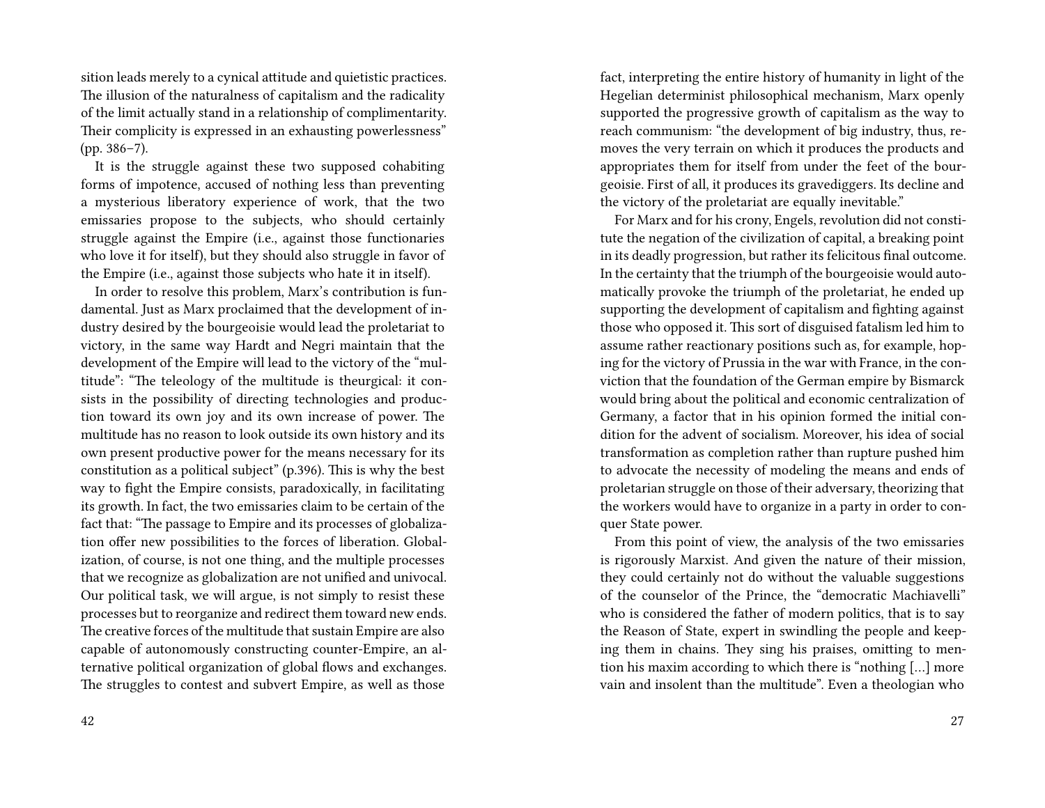sition leads merely to a cynical attitude and quietistic practices. The illusion of the naturalness of capitalism and the radicality of the limit actually stand in a relationship of complimentarity. Their complicity is expressed in an exhausting powerlessness" (pp. 386–7).

It is the struggle against these two supposed cohabiting forms of impotence, accused of nothing less than preventing a mysterious liberatory experience of work, that the two emissaries propose to the subjects, who should certainly struggle against the Empire (i.e., against those functionaries who love it for itself), but they should also struggle in favor of the Empire (i.e., against those subjects who hate it in itself).

In order to resolve this problem, Marx's contribution is fundamental. Just as Marx proclaimed that the development of industry desired by the bourgeoisie would lead the proletariat to victory, in the same way Hardt and Negri maintain that the development of the Empire will lead to the victory of the "multitude": "The teleology of the multitude is theurgical: it consists in the possibility of directing technologies and production toward its own joy and its own increase of power. The multitude has no reason to look outside its own history and its own present productive power for the means necessary for its constitution as a political subject" (p.396). This is why the best way to fight the Empire consists, paradoxically, in facilitating its growth. In fact, the two emissaries claim to be certain of the fact that: "The passage to Empire and its processes of globalization offer new possibilities to the forces of liberation. Globalization, of course, is not one thing, and the multiple processes that we recognize as globalization are not unified and univocal. Our political task, we will argue, is not simply to resist these processes but to reorganize and redirect them toward new ends. The creative forces of the multitude that sustain Empire are also capable of autonomously constructing counter-Empire, an alternative political organization of global flows and exchanges. The struggles to contest and subvert Empire, as well as those

fact, interpreting the entire history of humanity in light of the Hegelian determinist philosophical mechanism, Marx openly supported the progressive growth of capitalism as the way to reach communism: "the development of big industry, thus, removes the very terrain on which it produces the products and appropriates them for itself from under the feet of the bourgeoisie. First of all, it produces its gravediggers. Its decline and the victory of the proletariat are equally inevitable."

For Marx and for his crony, Engels, revolution did not constitute the negation of the civilization of capital, a breaking point in its deadly progression, but rather its felicitous final outcome. In the certainty that the triumph of the bourgeoisie would automatically provoke the triumph of the proletariat, he ended up supporting the development of capitalism and fighting against those who opposed it. This sort of disguised fatalism led him to assume rather reactionary positions such as, for example, hoping for the victory of Prussia in the war with France, in the conviction that the foundation of the German empire by Bismarck would bring about the political and economic centralization of Germany, a factor that in his opinion formed the initial condition for the advent of socialism. Moreover, his idea of social transformation as completion rather than rupture pushed him to advocate the necessity of modeling the means and ends of proletarian struggle on those of their adversary, theorizing that the workers would have to organize in a party in order to conquer State power.

From this point of view, the analysis of the two emissaries is rigorously Marxist. And given the nature of their mission, they could certainly not do without the valuable suggestions of the counselor of the Prince, the "democratic Machiavelli" who is considered the father of modern politics, that is to say the Reason of State, expert in swindling the people and keeping them in chains. They sing his praises, omitting to mention his maxim according to which there is "nothing […] more vain and insolent than the multitude". Even a theologian who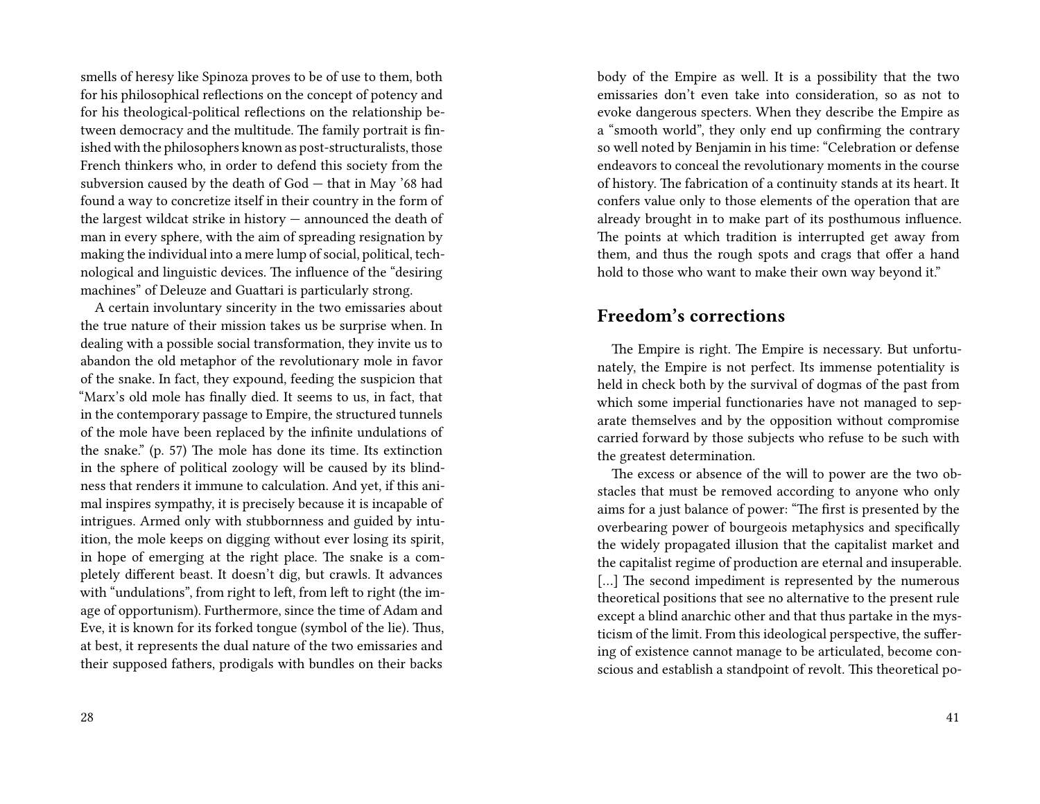smells of heresy like Spinoza proves to be of use to them, both for his philosophical reflections on the concept of potency and for his theological-political reflections on the relationship between democracy and the multitude. The family portrait is finished with the philosophers known as post-structuralists, those French thinkers who, in order to defend this society from the subversion caused by the death of God — that in May '68 had found a way to concretize itself in their country in the form of the largest wildcat strike in history — announced the death of man in every sphere, with the aim of spreading resignation by making the individual into a mere lump of social, political, technological and linguistic devices. The influence of the "desiring machines" of Deleuze and Guattari is particularly strong.

A certain involuntary sincerity in the two emissaries about the true nature of their mission takes us be surprise when. In dealing with a possible social transformation, they invite us to abandon the old metaphor of the revolutionary mole in favor of the snake. In fact, they expound, feeding the suspicion that "Marx's old mole has finally died. It seems to us, in fact, that in the contemporary passage to Empire, the structured tunnels of the mole have been replaced by the infinite undulations of the snake." (p. 57) The mole has done its time. Its extinction in the sphere of political zoology will be caused by its blindness that renders it immune to calculation. And yet, if this animal inspires sympathy, it is precisely because it is incapable of intrigues. Armed only with stubbornness and guided by intuition, the mole keeps on digging without ever losing its spirit, in hope of emerging at the right place. The snake is a completely different beast. It doesn't dig, but crawls. It advances with "undulations", from right to left, from left to right (the image of opportunism). Furthermore, since the time of Adam and Eve, it is known for its forked tongue (symbol of the lie). Thus, at best, it represents the dual nature of the two emissaries and their supposed fathers, prodigals with bundles on their backs

body of the Empire as well. It is a possibility that the two emissaries don't even take into consideration, so as not to evoke dangerous specters. When they describe the Empire as a "smooth world", they only end up confirming the contrary so well noted by Benjamin in his time: "Celebration or defense endeavors to conceal the revolutionary moments in the course of history. The fabrication of a continuity stands at its heart. It confers value only to those elements of the operation that are already brought in to make part of its posthumous influence. The points at which tradition is interrupted get away from them, and thus the rough spots and crags that offer a hand hold to those who want to make their own way beyond it."

## Freedom's corrections

The Empire is right. The Empire is necessary. But unfortunately, the Empire is not perfect. Its immense potentiality is held in check both by the survival of dogmas of the past from which some imperial functionaries have not managed to separate themselves and by the opposition without compromise carried forward by those subjects who refuse to be such with the greatest determination.

The excess or absence of the will to power are the two obstacles that must be removed according to anyone who only aims for a just balance of power: "The first is presented by the overbearing power of bourgeois metaphysics and specifically the widely propagated illusion that the capitalist market and the capitalist regime of production are eternal and insuperable. [...] The second impediment is represented by the numerous theoretical positions that see no alternative to the present rule except a blind anarchic other and that thus partake in the mysticism of the limit. From this ideological perspective, the suffering of existence cannot manage to be articulated, become conscious and establish a standpoint of revolt. This theoretical po-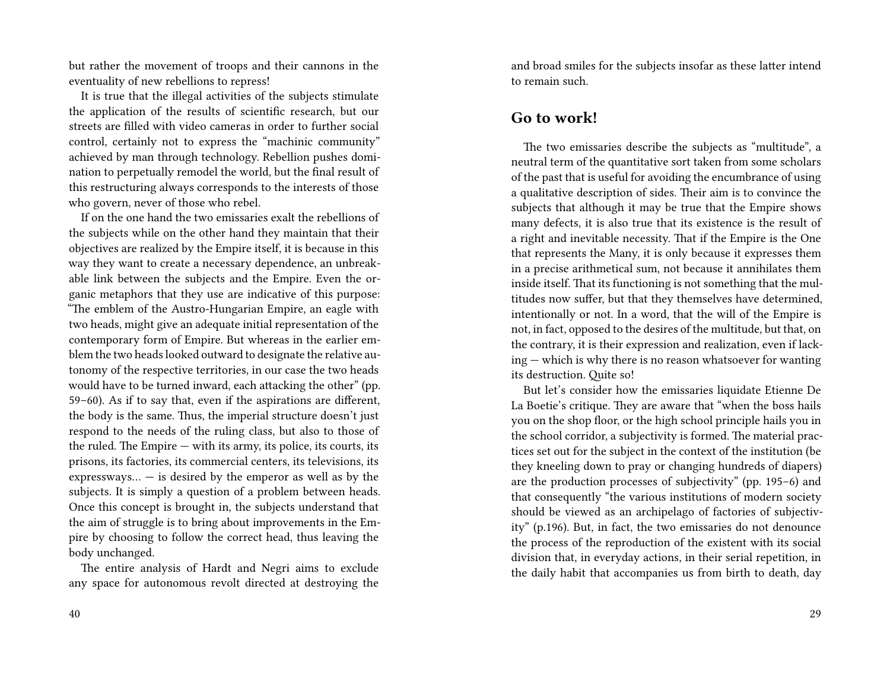but rather the movement of troops and their cannons in the eventuality of new rebellions to repress!

It is true that the illegal activities of the subjects stimulate the application of the results of scientific research, but our streets are filled with video cameras in order to further social control, certainly not to express the "machinic community" achieved by man through technology. Rebellion pushes domination to perpetually remodel the world, but the final result of this restructuring always corresponds to the interests of those who govern, never of those who rebel.

If on the one hand the two emissaries exalt the rebellions of the subjects while on the other hand they maintain that their objectives are realized by the Empire itself, it is because in this way they want to create a necessary dependence, an unbreakable link between the subjects and the Empire. Even the organic metaphors that they use are indicative of this purpose: "The emblem of the Austro-Hungarian Empire, an eagle with two heads, might give an adequate initial representation of the contemporary form of Empire. But whereas in the earlier emblem the two heads looked outward to designate the relative autonomy of the respective territories, in our case the two heads would have to be turned inward, each attacking the other" (pp. 59–60). As if to say that, even if the aspirations are different, the body is the same. Thus, the imperial structure doesn't just respond to the needs of the ruling class, but also to those of the ruled. The Empire — with its army, its police, its courts, its prisons, its factories, its commercial centers, its televisions, its expressways… — is desired by the emperor as well as by the subjects. It is simply a question of a problem between heads. Once this concept is brought in, the subjects understand that the aim of struggle is to bring about improvements in the Empire by choosing to follow the correct head, thus leaving the body unchanged.

The entire analysis of Hardt and Negri aims to exclude any space for autonomous revolt directed at destroying the

and broad smiles for the subjects insofar as these latter intend to remain such.

## Go to work!

The two emissaries describe the subjects as "multitude", a neutral term of the quantitative sort taken from some scholars of the past that is useful for avoiding the encumbrance of using a qualitative description of sides. Their aim is to convince the subjects that although it may be true that the Empire shows many defects, it is also true that its existence is the result of a right and inevitable necessity. That if the Empire is the One that represents the Many, it is only because it expresses them in a precise arithmetical sum, not because it annihilates them inside itself. That its functioning is not something that the multitudes now suffer, but that they themselves have determined, intentionally or not. In a word, that the will of the Empire is not, in fact, opposed to the desires of the multitude, but that, on the contrary, it is their expression and realization, even if lacking — which is why there is no reason whatsoever for wanting its destruction. Quite so!

But let's consider how the emissaries liquidate Etienne De La Boetie's critique. They are aware that "when the boss hails you on the shop floor, or the high school principle hails you in the school corridor, a subjectivity is formed. The material practices set out for the subject in the context of the institution (be they kneeling down to pray or changing hundreds of diapers) are the production processes of subjectivity" (pp. 195–6) and that consequently "the various institutions of modern society should be viewed as an archipelago of factories of subjectivity" (p.196). But, in fact, the two emissaries do not denounce the process of the reproduction of the existent with its social division that, in everyday actions, in their serial repetition, in the daily habit that accompanies us from birth to death, day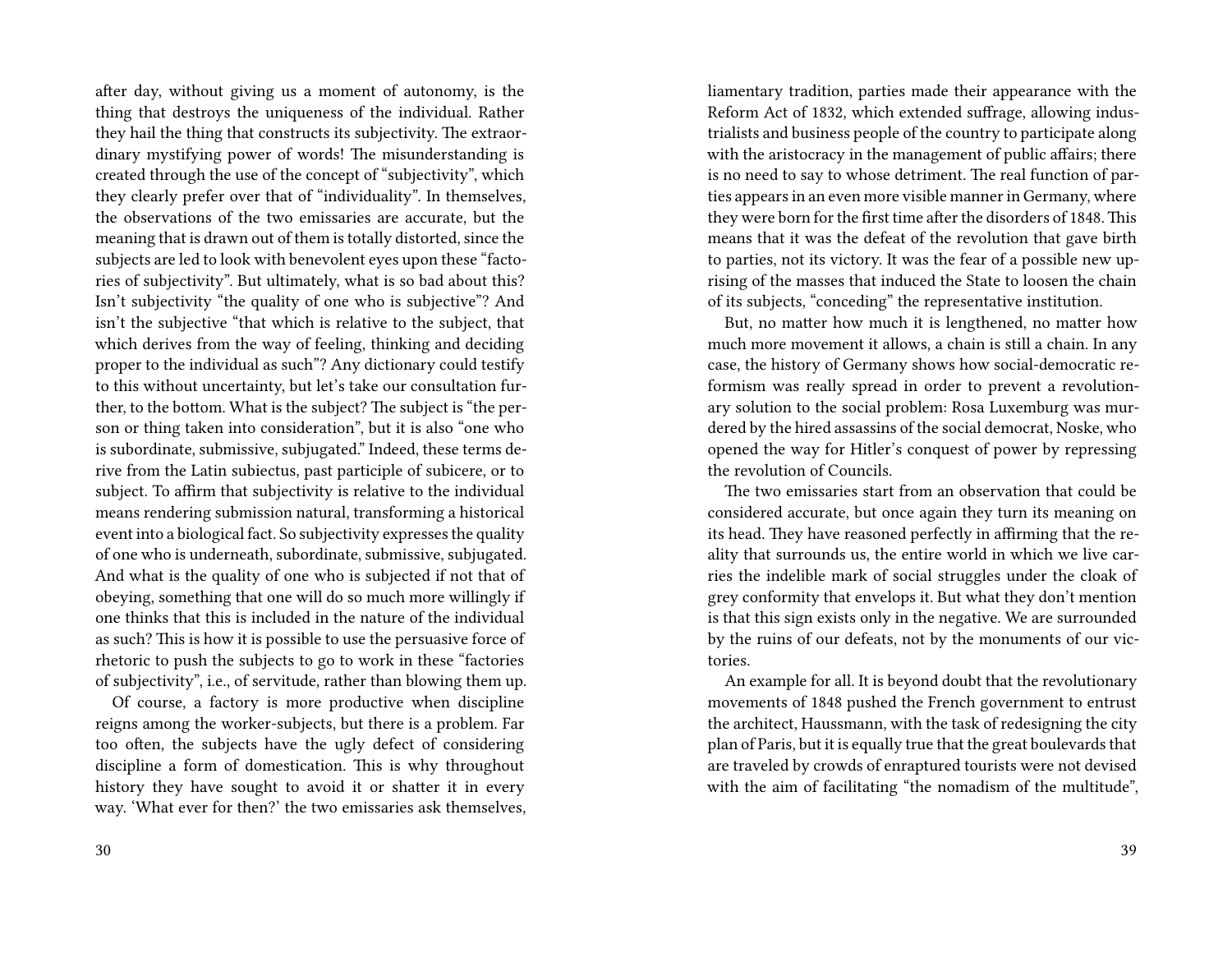after day, without giving us a moment of autonomy, is the thing that destroys the uniqueness of the individual. Rather they hail the thing that constructs its subjectivity. The extraordinary mystifying power of words! The misunderstanding is created through the use of the concept of "subjectivity", which they clearly prefer over that of "individuality". In themselves, the observations of the two emissaries are accurate, but the meaning that is drawn out of them is totally distorted, since the subjects are led to look with benevolent eyes upon these "factories of subjectivity". But ultimately, what is so bad about this? Isn't subjectivity "the quality of one who is subjective"? And isn't the subjective "that which is relative to the subject, that which derives from the way of feeling, thinking and deciding proper to the individual as such"? Any dictionary could testify to this without uncertainty, but let's take our consultation further, to the bottom. What is the subject? The subject is "the person or thing taken into consideration", but it is also "one who is subordinate, submissive, subjugated." Indeed, these terms derive from the Latin subiectus, past participle of subicere, or to subject. To affirm that subjectivity is relative to the individual means rendering submission natural, transforming a historical event into a biological fact. So subjectivity expresses the quality of one who is underneath, subordinate, submissive, subjugated. And what is the quality of one who is subjected if not that of obeying, something that one will do so much more willingly if one thinks that this is included in the nature of the individual as such? This is how it is possible to use the persuasive force of rhetoric to push the subjects to go to work in these "factories of subjectivity", i.e., of servitude, rather than blowing them up.

Of course, a factory is more productive when discipline reigns among the worker-subjects, but there is a problem. Far too often, the subjects have the ugly defect of considering discipline a form of domestication. This is why throughout history they have sought to avoid it or shatter it in every way. 'What ever for then?' the two emissaries ask themselves,

liamentary tradition, parties made their appearance with the Reform Act of 1832, which extended suffrage, allowing industrialists and business people of the country to participate along with the aristocracy in the management of public affairs; there is no need to say to whose detriment. The real function of parties appears in an even more visible manner in Germany, where they were born for the first time after the disorders of 1848. This means that it was the defeat of the revolution that gave birth to parties, not its victory. It was the fear of a possible new uprising of the masses that induced the State to loosen the chain of its subjects, "conceding" the representative institution.

But, no matter how much it is lengthened, no matter how much more movement it allows, a chain is still a chain. In any case, the history of Germany shows how social-democratic reformism was really spread in order to prevent a revolutionary solution to the social problem: Rosa Luxemburg was murdered by the hired assassins of the social democrat, Noske, who opened the way for Hitler's conquest of power by repressing the revolution of Councils.

The two emissaries start from an observation that could be considered accurate, but once again they turn its meaning on its head. They have reasoned perfectly in affirming that the reality that surrounds us, the entire world in which we live carries the indelible mark of social struggles under the cloak of grey conformity that envelops it. But what they don't mention is that this sign exists only in the negative. We are surrounded by the ruins of our defeats, not by the monuments of our victories.

An example for all. It is beyond doubt that the revolutionary movements of 1848 pushed the French government to entrust the architect, Haussmann, with the task of redesigning the city plan of Paris, but it is equally true that the great boulevards that are traveled by crowds of enraptured tourists were not devised with the aim of facilitating "the nomadism of the multitude",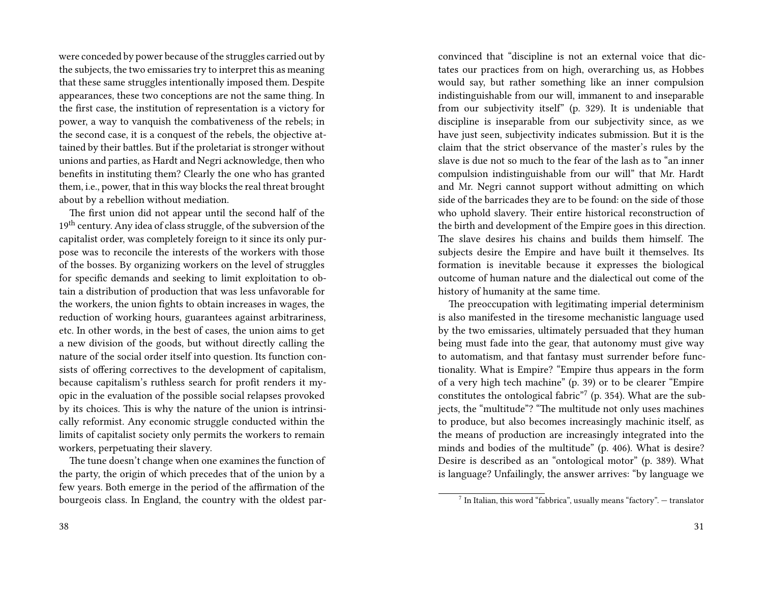were conceded by power because of the struggles carried out by the subjects, the two emissaries try to interpret this as meaning that these same struggles intentionally imposed them. Despite appearances, these two conceptions are not the same thing. In the first case, the institution of representation is a victory for power, a way to vanquish the combativeness of the rebels; in the second case, it is a conquest of the rebels, the objective attained by their battles. But if the proletariat is stronger without unions and parties, as Hardt and Negri acknowledge, then who benefits in instituting them? Clearly the one who has granted them, i.e., power, that in this way blocks the real threat brought about by a rebellion without mediation.

The first union did not appear until the second half of the 19th century. Any idea of class struggle, of the subversion of the capitalist order, was completely foreign to it since its only purpose was to reconcile the interests of the workers with those of the bosses. By organizing workers on the level of struggles for specific demands and seeking to limit exploitation to obtain a distribution of production that was less unfavorable for the workers, the union fights to obtain increases in wages, the reduction of working hours, guarantees against arbitrariness, etc. In other words, in the best of cases, the union aims to get a new division of the goods, but without directly calling the nature of the social order itself into question. Its function consists of offering correctives to the development of capitalism, because capitalism's ruthless search for profit renders it myopic in the evaluation of the possible social relapses provoked by its choices. This is why the nature of the union is intrinsically reformist. Any economic struggle conducted within the limits of capitalist society only permits the workers to remain workers, perpetuating their slavery.

The tune doesn't change when one examines the function of the party, the origin of which precedes that of the union by a few years. Both emerge in the period of the affirmation of the bourgeois class. In England, the country with the oldest par-

convinced that "discipline is not an external voice that dictates our practices from on high, overarching us, as Hobbes would say, but rather something like an inner compulsion indistinguishable from our will, immanent to and inseparable from our subjectivity itself" (p. 329). It is undeniable that discipline is inseparable from our subjectivity since, as we have just seen, subjectivity indicates submission. But it is the claim that the strict observance of the master's rules by the slave is due not so much to the fear of the lash as to "an inner compulsion indistinguishable from our will" that Mr. Hardt and Mr. Negri cannot support without admitting on which side of the barricades they are to be found: on the side of those who uphold slavery. Their entire historical reconstruction of the birth and development of the Empire goes in this direction. The slave desires his chains and builds them himself. The subjects desire the Empire and have built it themselves. Its formation is inevitable because it expresses the biological outcome of human nature and the dialectical out come of the history of humanity at the same time.

The preoccupation with legitimating imperial determinism is also manifested in the tiresome mechanistic language used by the two emissaries, ultimately persuaded that they human being must fade into the gear, that autonomy must give way to automatism, and that fantasy must surrender before functionality. What is Empire? "Empire thus appears in the form of a very high tech machine" (p. 39) or to be clearer "Empire constitutes the ontological fabric"[7] (p. 354). What are the subjects, the "multitude"? "The multitude not only uses machines to produce, but also becomes increasingly machinic itself, as the means of production are increasingly integrated into the minds and bodies of the multitude" (p. 406). What is desire? Desire is described as an "ontological motor" (p. 389). What is language? Unfailingly, the answer arrives: "by language we

[7] In Italian, this word "fabbrica", usually means "factory". — translator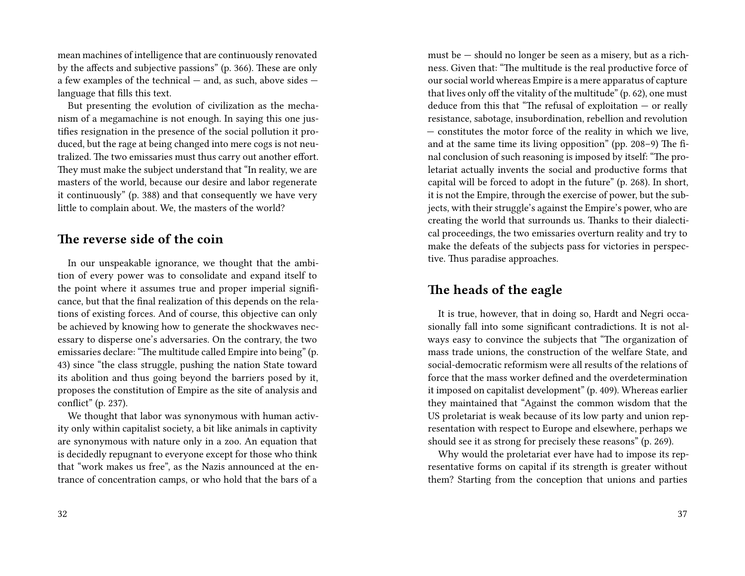mean machines of intelligence that are continuously renovated by the affects and subjective passions" (p. 366). These are only a few examples of the technical — and, as such, above sides — language that fills this text.

But presenting the evolution of civilization as the mechanism of a megamachine is not enough. In saying this one justifies resignation in the presence of the social pollution it produced, but the rage at being changed into mere cogs is not neutralized. The two emissaries must thus carry out another effort. They must make the subject understand that "In reality, we are masters of the world, because our desire and labor regenerate it continuously" (p. 388) and that consequently we have very little to complain about. We, the masters of the world?

## The reverse side of the coin

In our unspeakable ignorance, we thought that the ambition of every power was to consolidate and expand itself to the point where it assumes true and proper imperial significance, but that the final realization of this depends on the relations of existing forces. And of course, this objective can only be achieved by knowing how to generate the shockwaves necessary to disperse one's adversaries. On the contrary, the two emissaries declare: "The multitude called Empire into being" (p. 43) since "the class struggle, pushing the nation State toward its abolition and thus going beyond the barriers posed by it, proposes the constitution of Empire as the site of analysis and conflict" (p. 237).

We thought that labor was synonymous with human activity only within capitalist society, a bit like animals in captivity are synonymous with nature only in a zoo. An equation that is decidedly repugnant to everyone except for those who think that "work makes us free", as the Nazis announced at the entrance of concentration camps, or who hold that the bars of a

must be — should no longer be seen as a misery, but as a richness. Given that: "The multitude is the real productive force of our social world whereas Empire is a mere apparatus of capture that lives only off the vitality of the multitude" (p. 62), one must deduce from this that "The refusal of exploitation — or really resistance, sabotage, insubordination, rebellion and revolution — constitutes the motor force of the reality in which we live, and at the same time its living opposition" (pp. 208–9) The final conclusion of such reasoning is imposed by itself: "The proletariat actually invents the social and productive forms that capital will be forced to adopt in the future" (p. 268). In short, it is not the Empire, through the exercise of power, but the subjects, with their struggle's against the Empire's power, who are creating the world that surrounds us. Thanks to their dialectical proceedings, the two emissaries overturn reality and try to make the defeats of the subjects pass for victories in perspective. Thus paradise approaches.

## The heads of the eagle

It is true, however, that in doing so, Hardt and Negri occasionally fall into some significant contradictions. It is not always easy to convince the subjects that "The organization of mass trade unions, the construction of the welfare State, and social-democratic reformism were all results of the relations of force that the mass worker defined and the overdetermination it imposed on capitalist development" (p. 409). Whereas earlier they maintained that "Against the common wisdom that the US proletariat is weak because of its low party and union representation with respect to Europe and elsewhere, perhaps we should see it as strong for precisely these reasons" (p. 269).

Why would the proletariat ever have had to impose its representative forms on capital if its strength is greater without them? Starting from the conception that unions and parties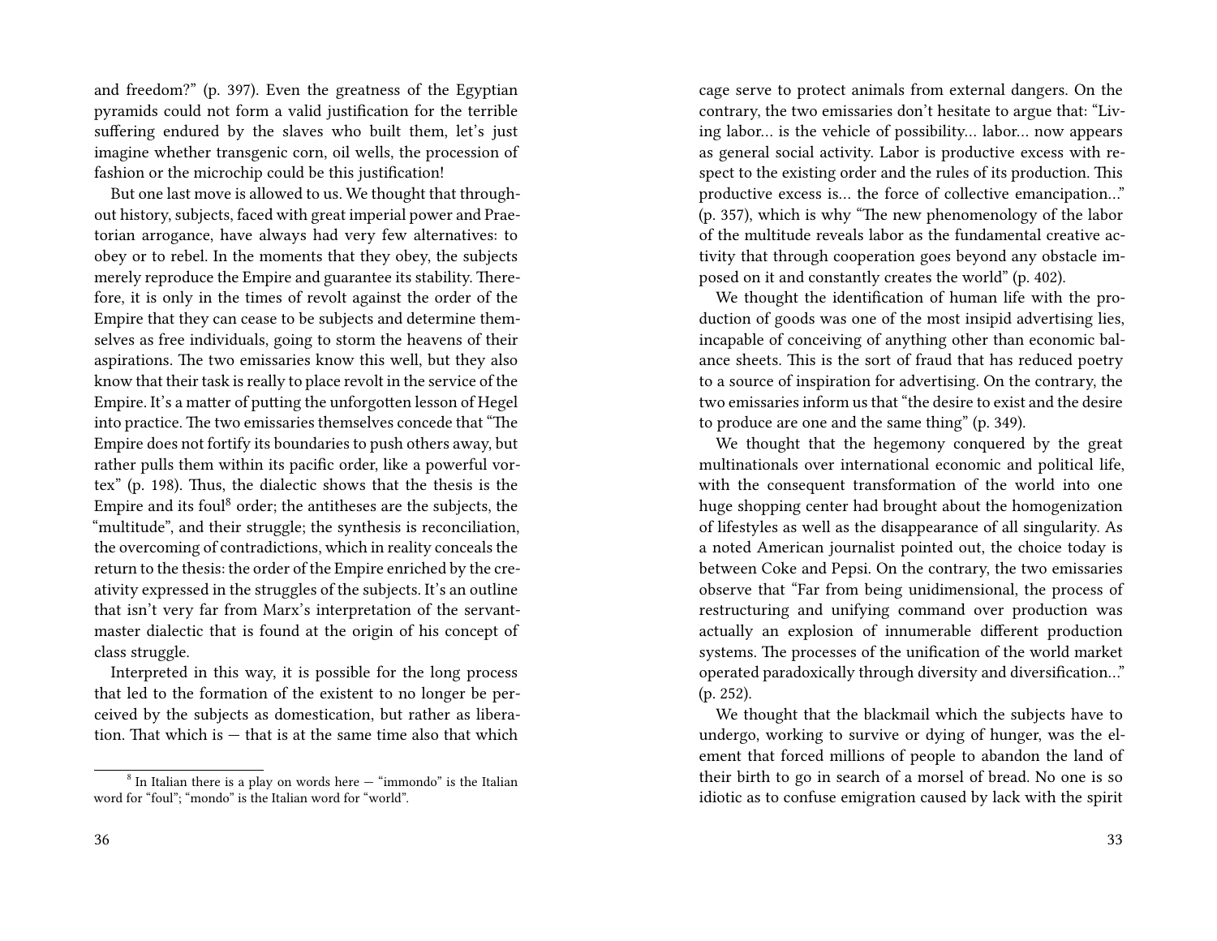and freedom?" (p. 397). Even the greatness of the Egyptian pyramids could not form a valid justification for the terrible suffering endured by the slaves who built them, let's just imagine whether transgenic corn, oil wells, the procession of fashion or the microchip could be this justification!

But one last move is allowed to us. We thought that throughout history, subjects, faced with great imperial power and Praetorian arrogance, have always had very few alternatives: to obey or to rebel. In the moments that they obey, the subjects merely reproduce the Empire and guarantee its stability. Therefore, it is only in the times of revolt against the order of the Empire that they can cease to be subjects and determine themselves as free individuals, going to storm the heavens of their aspirations. The two emissaries know this well, but they also know that their task is really to place revolt in the service of the Empire. It's a matter of putting the unforgotten lesson of Hegel into practice. The two emissaries themselves concede that "The Empire does not fortify its boundaries to push others away, but rather pulls them within its pacific order, like a powerful vortex" (p. 198). Thus, the dialectic shows that the thesis is the Empire and its foul[8] order; the antitheses are the subjects, the "multitude", and their struggle; the synthesis is reconciliation, the overcoming of contradictions, which in reality conceals the return to the thesis: the order of the Empire enriched by the creativity expressed in the struggles of the subjects. It's an outline that isn't very far from Marx's interpretation of the servant-master dialectic that is found at the origin of his concept of class struggle.

Interpreted in this way, it is possible for the long process that led to the formation of the existent to no longer be perceived by the subjects as domestication, but rather as liberation. That which is — that is at the same time also that which

[8] In Italian there is a play on words here — "immondo" is the Italian word for "foul"; "mondo" is the Italian word for "world".

cage serve to protect animals from external dangers. On the contrary, the two emissaries don't hesitate to argue that: "Living labor… is the vehicle of possibility… labor… now appears as general social activity. Labor is productive excess with respect to the existing order and the rules of its production. This productive excess is… the force of collective emancipation…" (p. 357), which is why "The new phenomenology of the labor of the multitude reveals labor as the fundamental creative activity that through cooperation goes beyond any obstacle imposed on it and constantly creates the world" (p. 402).

We thought the identification of human life with the production of goods was one of the most insipid advertising lies, incapable of conceiving of anything other than economic balance sheets. This is the sort of fraud that has reduced poetry to a source of inspiration for advertising. On the contrary, the two emissaries inform us that "the desire to exist and the desire to produce are one and the same thing" (p. 349).

We thought that the hegemony conquered by the great multinationals over international economic and political life, with the consequent transformation of the world into one huge shopping center had brought about the homogenization of lifestyles as well as the disappearance of all singularity. As a noted American journalist pointed out, the choice today is between Coke and Pepsi. On the contrary, the two emissaries observe that "Far from being unidimensional, the process of restructuring and unifying command over production was actually an explosion of innumerable different production systems. The processes of the unification of the world market operated paradoxically through diversity and diversification…" (p. 252).

We thought that the blackmail which the subjects have to undergo, working to survive or dying of hunger, was the element that forced millions of people to abandon the land of their birth to go in search of a morsel of bread. No one is so idiotic as to confuse emigration caused by lack with the spirit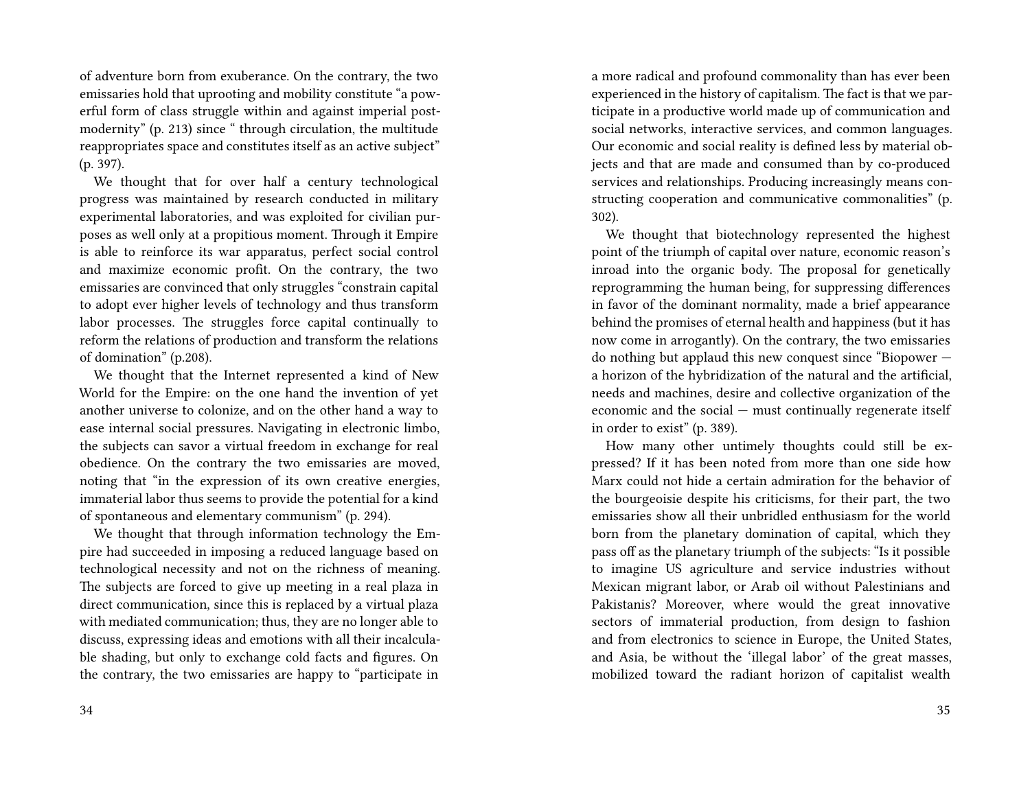of adventure born from exuberance. On the contrary, the two emissaries hold that uprooting and mobility constitute "a powerful form of class struggle within and against imperial postmodernity" (p. 213) since " through circulation, the multitude reappropriates space and constitutes itself as an active subject" (p. 397).

We thought that for over half a century technological progress was maintained by research conducted in military experimental laboratories, and was exploited for civilian purposes as well only at a propitious moment. Through it Empire is able to reinforce its war apparatus, perfect social control and maximize economic profit. On the contrary, the two emissaries are convinced that only struggles "constrain capital to adopt ever higher levels of technology and thus transform labor processes. The struggles force capital continually to reform the relations of production and transform the relations of domination" (p.208).

We thought that the Internet represented a kind of New World for the Empire: on the one hand the invention of yet another universe to colonize, and on the other hand a way to ease internal social pressures. Navigating in electronic limbo, the subjects can savor a virtual freedom in exchange for real obedience. On the contrary the two emissaries are moved, noting that "in the expression of its own creative energies, immaterial labor thus seems to provide the potential for a kind of spontaneous and elementary communism" (p. 294).

We thought that through information technology the Empire had succeeded in imposing a reduced language based on technological necessity and not on the richness of meaning. The subjects are forced to give up meeting in a real plaza in direct communication, since this is replaced by a virtual plaza with mediated communication; thus, they are no longer able to discuss, expressing ideas and emotions with all their incalculable shading, but only to exchange cold facts and figures. On the contrary, the two emissaries are happy to "participate in a more radical and profound commonality than has ever been experienced in the history of capitalism. The fact is that we participate in a productive world made up of communication and social networks, interactive services, and common languages. Our economic and social reality is defined less by material objects and that are made and consumed than by co-produced services and relationships. Producing increasingly means constructing cooperation and communicative commonalities" (p. 302).

We thought that biotechnology represented the highest point of the triumph of capital over nature, economic reason's inroad into the organic body. The proposal for genetically reprogramming the human being, for suppressing differences in favor of the dominant normality, made a brief appearance behind the promises of eternal health and happiness (but it has now come in arrogantly). On the contrary, the two emissaries do nothing but applaud this new conquest since "Biopower — a horizon of the hybridization of the natural and the artificial, needs and machines, desire and collective organization of the economic and the social — must continually regenerate itself in order to exist" (p. 389).

How many other untimely thoughts could still be expressed? If it has been noted from more than one side how Marx could not hide a certain admiration for the behavior of the bourgeoisie despite his criticisms, for their part, the two emissaries show all their unbridled enthusiasm for the world born from the planetary domination of capital, which they pass off as the planetary triumph of the subjects: "Is it possible to imagine US agriculture and service industries without Mexican migrant labor, or Arab oil without Palestinians and Pakistanis? Moreover, where would the great innovative sectors of immaterial production, from design to fashion and from electronics to science in Europe, the United States, and Asia, be without the 'illegal labor' of the great masses, mobilized toward the radiant horizon of capitalist wealth